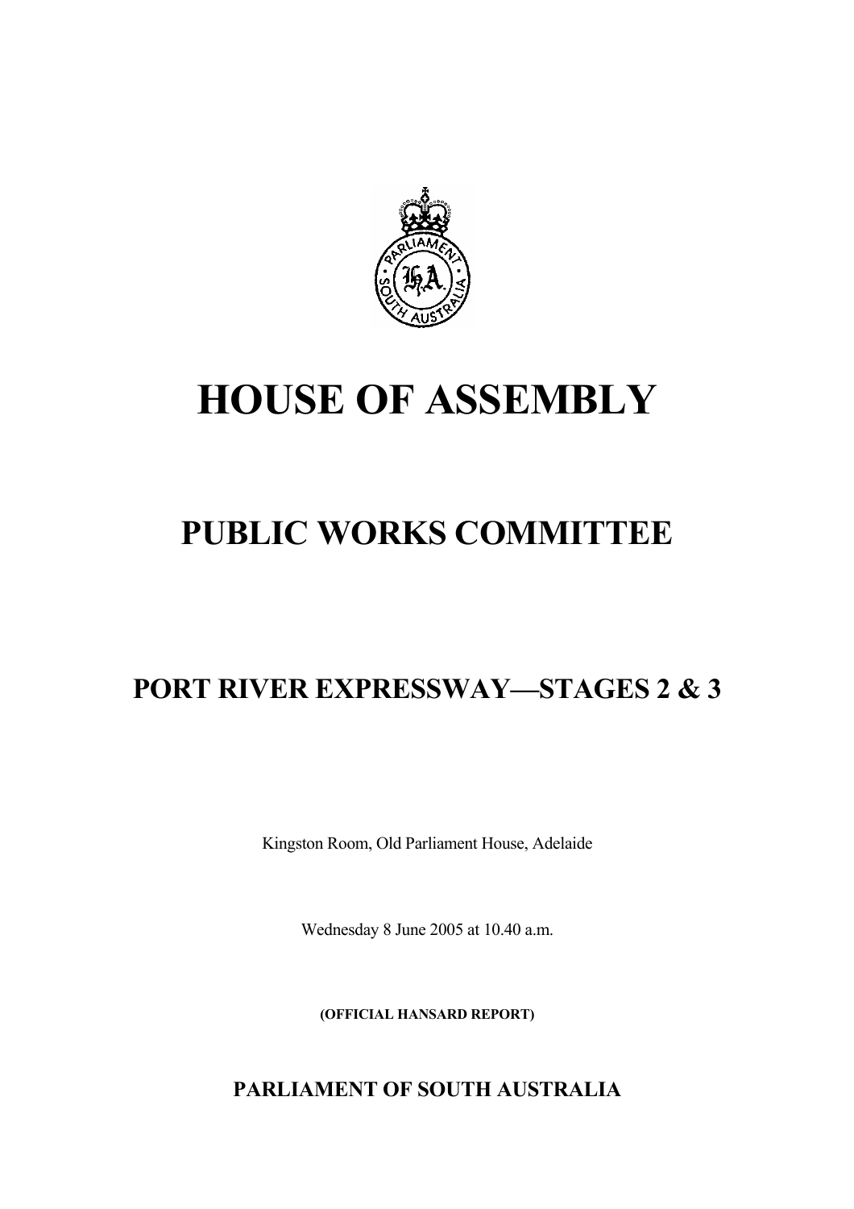# HOUSE OF ASSEMBLY

## PUBLIC WORKS COMMITTEE

## PORT RIVER EXPRESSWAY—STAGES 2 & 3

Kingston Room, Old Parliament House, Adelaide

Wednesday 8 June 2005 at 10.40 a.m.

**(OFFICIAL HANSARD REPORT)**

**PARLIAMENT OF SOUTH AUSTRALIA**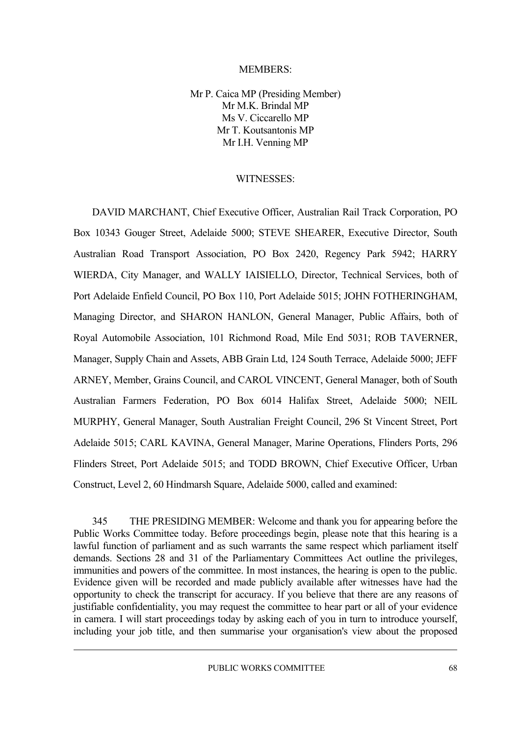MEMBERS:

Mr P. Caica MP (Presiding Member)
Mr M.K. Brindal MP
Ms V. Ciccarello MP
Mr T. Koutsantonis MP
Mr I.H. Venning MP

WITNESSES:

DAVID MARCHANT, Chief Executive Officer, Australian Rail Track Corporation, PO Box 10343 Gouger Street, Adelaide 5000; STEVE SHEARER, Executive Director, South Australian Road Transport Association, PO Box 2420, Regency Park 5942; HARRY WIERDA, City Manager, and WALLY IAISIELLO, Director, Technical Services, both of Port Adelaide Enfield Council, PO Box 110, Port Adelaide 5015; JOHN FOTHERINGHAM, Managing Director, and SHARON HANLON, General Manager, Public Affairs, both of Royal Automobile Association, 101 Richmond Road, Mile End 5031; ROB TAVERNER, Manager, Supply Chain and Assets, ABB Grain Ltd, 124 South Terrace, Adelaide 5000; JEFF ARNEY, Member, Grains Council, and CAROL VINCENT, General Manager, both of South Australian Farmers Federation, PO Box 6014 Halifax Street, Adelaide 5000; NEIL MURPHY, General Manager, South Australian Freight Council, 296 St Vincent Street, Port Adelaide 5015; CARL KAVINA, General Manager, Marine Operations, Flinders Ports, 296 Flinders Street, Port Adelaide 5015; and TODD BROWN, Chief Executive Officer, Urban Construct, Level 2, 60 Hindmarsh Square, Adelaide 5000, called and examined:

345 THE PRESIDING MEMBER: Welcome and thank you for appearing before the Public Works Committee today. Before proceedings begin, please note that this hearing is a lawful function of parliament and as such warrants the same respect which parliament itself demands. Sections 28 and 31 of the Parliamentary Committees Act outline the privileges, immunities and powers of the committee. In most instances, the hearing is open to the public. Evidence given will be recorded and made publicly available after witnesses have had the opportunity to check the transcript for accuracy. If you believe that there are any reasons of justifiable confidentiality, you may request the committee to hear part or all of your evidence in camera. I will start proceedings today by asking each of you in turn to introduce yourself, including your job title, and then summarise your organisation's view about the proposed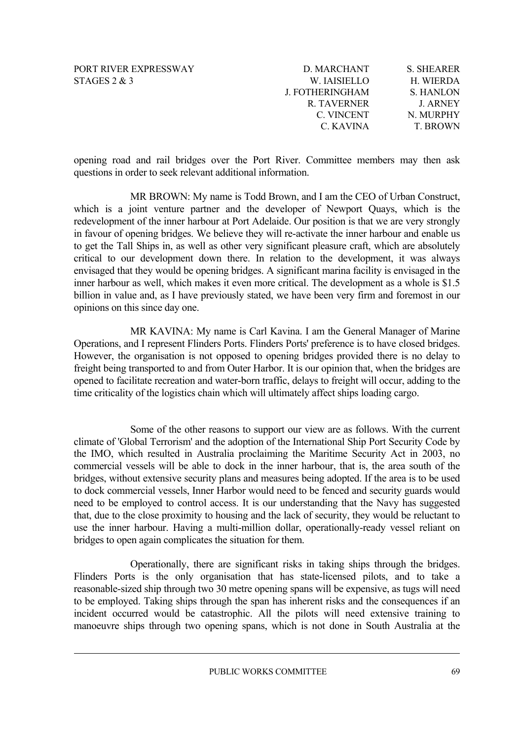opening road and rail bridges over the Port River. Committee members may then ask questions in order to seek relevant additional information.

MR BROWN: My name is Todd Brown, and I am the CEO of Urban Construct, which is a joint venture partner and the developer of Newport Quays, which is the redevelopment of the inner harbour at Port Adelaide. Our position is that we are very strongly in favour of opening bridges. We believe they will re-activate the inner harbour and enable us to get the Tall Ships in, as well as other very significant pleasure craft, which are absolutely critical to our development down there. In relation to the development, it was always envisaged that they would be opening bridges. A significant marina facility is envisaged in the inner harbour as well, which makes it even more critical. The development as a whole is $1.5 billion in value and, as I have previously stated, we have been very firm and foremost in our opinions on this since day one.

MR KAVINA: My name is Carl Kavina. I am the General Manager of Marine Operations, and I represent Flinders Ports. Flinders Ports' preference is to have closed bridges. However, the organisation is not opposed to opening bridges provided there is no delay to freight being transported to and from Outer Harbor. It is our opinion that, when the bridges are opened to facilitate recreation and water-born traffic, delays to freight will occur, adding to the time criticality of the logistics chain which will ultimately affect ships loading cargo.

Some of the other reasons to support our view are as follows. With the current climate of 'Global Terrorism' and the adoption of the International Ship Port Security Code by the IMO, which resulted in Australia proclaiming the Maritime Security Act in 2003, no commercial vessels will be able to dock in the inner harbour, that is, the area south of the bridges, without extensive security plans and measures being adopted. If the area is to be used to dock commercial vessels, Inner Harbor would need to be fenced and security guards would need to be employed to control access. It is our understanding that the Navy has suggested that, due to the close proximity to housing and the lack of security, they would be reluctant to use the inner harbour. Having a multi-million dollar, operationally-ready vessel reliant on bridges to open again complicates the situation for them.

Operationally, there are significant risks in taking ships through the bridges. Flinders Ports is the only organisation that has state-licensed pilots, and to take a reasonable-sized ship through two 30 metre opening spans will be expensive, as tugs will need to be employed. Taking ships through the span has inherent risks and the consequences if an incident occurred would be catastrophic. All the pilots will need extensive training to manoeuvre ships through two opening spans, which is not done in South Australia at the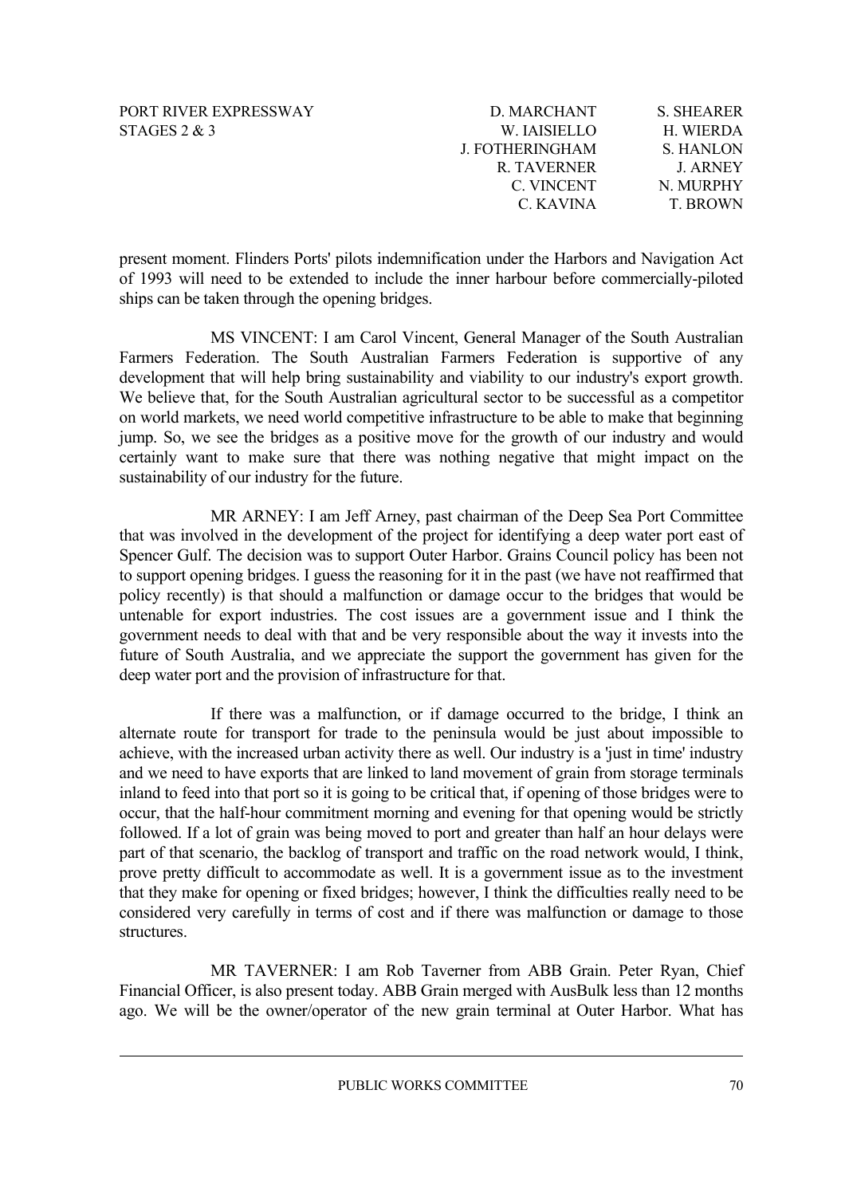present moment. Flinders Ports' pilots indemnification under the Harbors and Navigation Act of 1993 will need to be extended to include the inner harbour before commercially-piloted ships can be taken through the opening bridges.

MS VINCENT: I am Carol Vincent, General Manager of the South Australian Farmers Federation. The South Australian Farmers Federation is supportive of any development that will help bring sustainability and viability to our industry's export growth. We believe that, for the South Australian agricultural sector to be successful as a competitor on world markets, we need world competitive infrastructure to be able to make that beginning jump. So, we see the bridges as a positive move for the growth of our industry and would certainly want to make sure that there was nothing negative that might impact on the sustainability of our industry for the future.

MR ARNEY: I am Jeff Arney, past chairman of the Deep Sea Port Committee that was involved in the development of the project for identifying a deep water port east of Spencer Gulf. The decision was to support Outer Harbor. Grains Council policy has been not to support opening bridges. I guess the reasoning for it in the past (we have not reaffirmed that policy recently) is that should a malfunction or damage occur to the bridges that would be untenable for export industries. The cost issues are a government issue and I think the government needs to deal with that and be very responsible about the way it invests into the future of South Australia, and we appreciate the support the government has given for the deep water port and the provision of infrastructure for that.

If there was a malfunction, or if damage occurred to the bridge, I think an alternate route for transport for trade to the peninsula would be just about impossible to achieve, with the increased urban activity there as well. Our industry is a 'just in time' industry and we need to have exports that are linked to land movement of grain from storage terminals inland to feed into that port so it is going to be critical that, if opening of those bridges were to occur, that the half-hour commitment morning and evening for that opening would be strictly followed. If a lot of grain was being moved to port and greater than half an hour delays were part of that scenario, the backlog of transport and traffic on the road network would, I think, prove pretty difficult to accommodate as well. It is a government issue as to the investment that they make for opening or fixed bridges; however, I think the difficulties really need to be considered very carefully in terms of cost and if there was malfunction or damage to those structures.

MR TAVERNER: I am Rob Taverner from ABB Grain. Peter Ryan, Chief Financial Officer, is also present today. ABB Grain merged with AusBulk less than 12 months ago. We will be the owner/operator of the new grain terminal at Outer Harbor. What has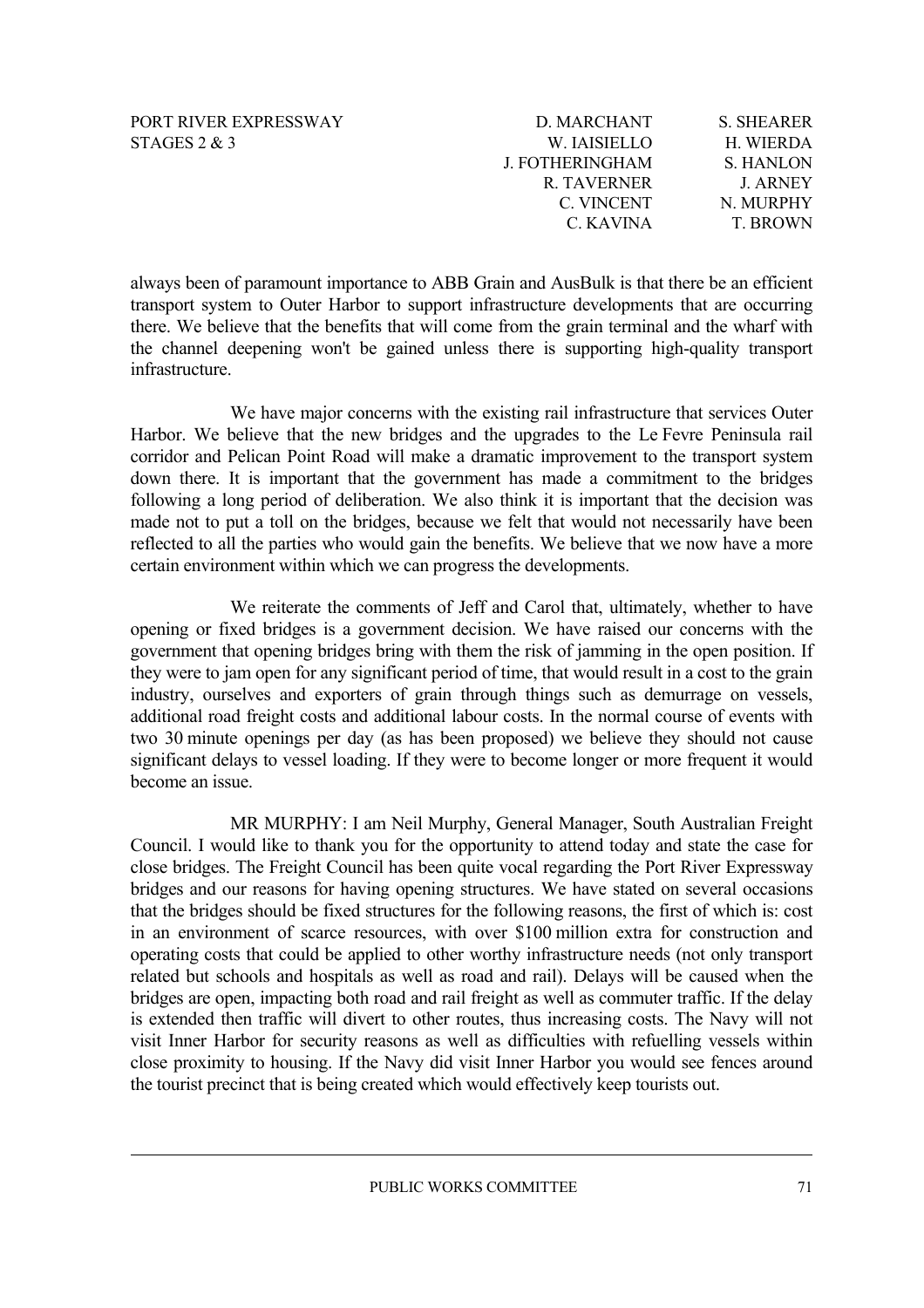always been of paramount importance to ABB Grain and AusBulk is that there be an efficient transport system to Outer Harbor to support infrastructure developments that are occurring there. We believe that the benefits that will come from the grain terminal and the wharf with the channel deepening won't be gained unless there is supporting high-quality transport infrastructure.

We have major concerns with the existing rail infrastructure that services Outer Harbor. We believe that the new bridges and the upgrades to the Le Fevre Peninsula rail corridor and Pelican Point Road will make a dramatic improvement to the transport system down there. It is important that the government has made a commitment to the bridges following a long period of deliberation. We also think it is important that the decision was made not to put a toll on the bridges, because we felt that would not necessarily have been reflected to all the parties who would gain the benefits. We believe that we now have a more certain environment within which we can progress the developments.

We reiterate the comments of Jeff and Carol that, ultimately, whether to have opening or fixed bridges is a government decision. We have raised our concerns with the government that opening bridges bring with them the risk of jamming in the open position. If they were to jam open for any significant period of time, that would result in a cost to the grain industry, ourselves and exporters of grain through things such as demurrage on vessels, additional road freight costs and additional labour costs. In the normal course of events with two 30 minute openings per day (as has been proposed) we believe they should not cause significant delays to vessel loading. If they were to become longer or more frequent it would become an issue.

MR MURPHY: I am Neil Murphy, General Manager, South Australian Freight Council. I would like to thank you for the opportunity to attend today and state the case for close bridges. The Freight Council has been quite vocal regarding the Port River Expressway bridges and our reasons for having opening structures. We have stated on several occasions that the bridges should be fixed structures for the following reasons, the first of which is: cost in an environment of scarce resources, with over $100 million extra for construction and operating costs that could be applied to other worthy infrastructure needs (not only transport related but schools and hospitals as well as road and rail). Delays will be caused when the bridges are open, impacting both road and rail freight as well as commuter traffic. If the delay is extended then traffic will divert to other routes, thus increasing costs. The Navy will not visit Inner Harbor for security reasons as well as difficulties with refuelling vessels within close proximity to housing. If the Navy did visit Inner Harbor you would see fences around the tourist precinct that is being created which would effectively keep tourists out.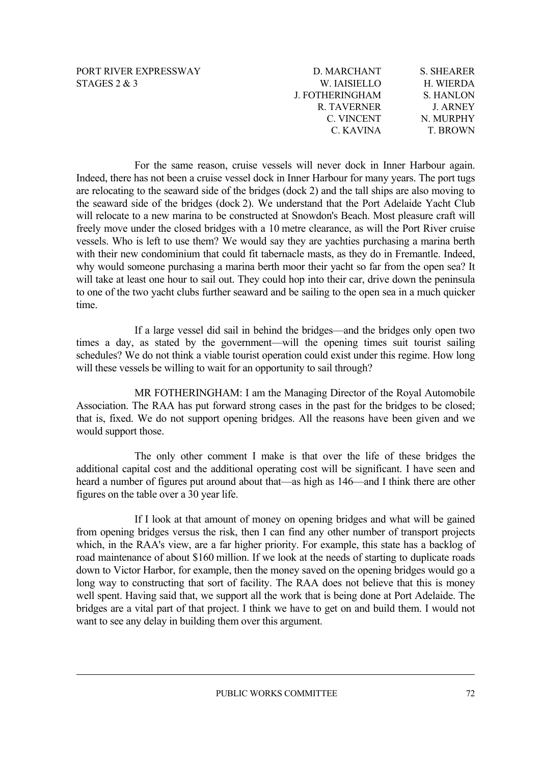For the same reason, cruise vessels will never dock in Inner Harbour again. Indeed, there has not been a cruise vessel dock in Inner Harbour for many years. The port tugs are relocating to the seaward side of the bridges (dock 2) and the tall ships are also moving to the seaward side of the bridges (dock 2). We understand that the Port Adelaide Yacht Club will relocate to a new marina to be constructed at Snowdon's Beach. Most pleasure craft will freely move under the closed bridges with a 10 metre clearance, as will the Port River cruise vessels. Who is left to use them? We would say they are yachties purchasing a marina berth with their new condominium that could fit tabernacle masts, as they do in Fremantle. Indeed, why would someone purchasing a marina berth moor their yacht so far from the open sea? It will take at least one hour to sail out. They could hop into their car, drive down the peninsula to one of the two yacht clubs further seaward and be sailing to the open sea in a much quicker time.

If a large vessel did sail in behind the bridges—and the bridges only open two times a day, as stated by the government—will the opening times suit tourist sailing schedules? We do not think a viable tourist operation could exist under this regime. How long will these vessels be willing to wait for an opportunity to sail through?

MR FOTHERINGHAM: I am the Managing Director of the Royal Automobile Association. The RAA has put forward strong cases in the past for the bridges to be closed; that is, fixed. We do not support opening bridges. All the reasons have been given and we would support those.

The only other comment I make is that over the life of these bridges the additional capital cost and the additional operating cost will be significant. I have seen and heard a number of figures put around about that—as high as 146—and I think there are other figures on the table over a 30 year life.

If I look at that amount of money on opening bridges and what will be gained from opening bridges versus the risk, then I can find any other number of transport projects which, in the RAA's view, are a far higher priority. For example, this state has a backlog of road maintenance of about $160 million. If we look at the needs of starting to duplicate roads down to Victor Harbor, for example, then the money saved on the opening bridges would go a long way to constructing that sort of facility. The RAA does not believe that this is money well spent. Having said that, we support all the work that is being done at Port Adelaide. The bridges are a vital part of that project. I think we have to get on and build them. I would not want to see any delay in building them over this argument.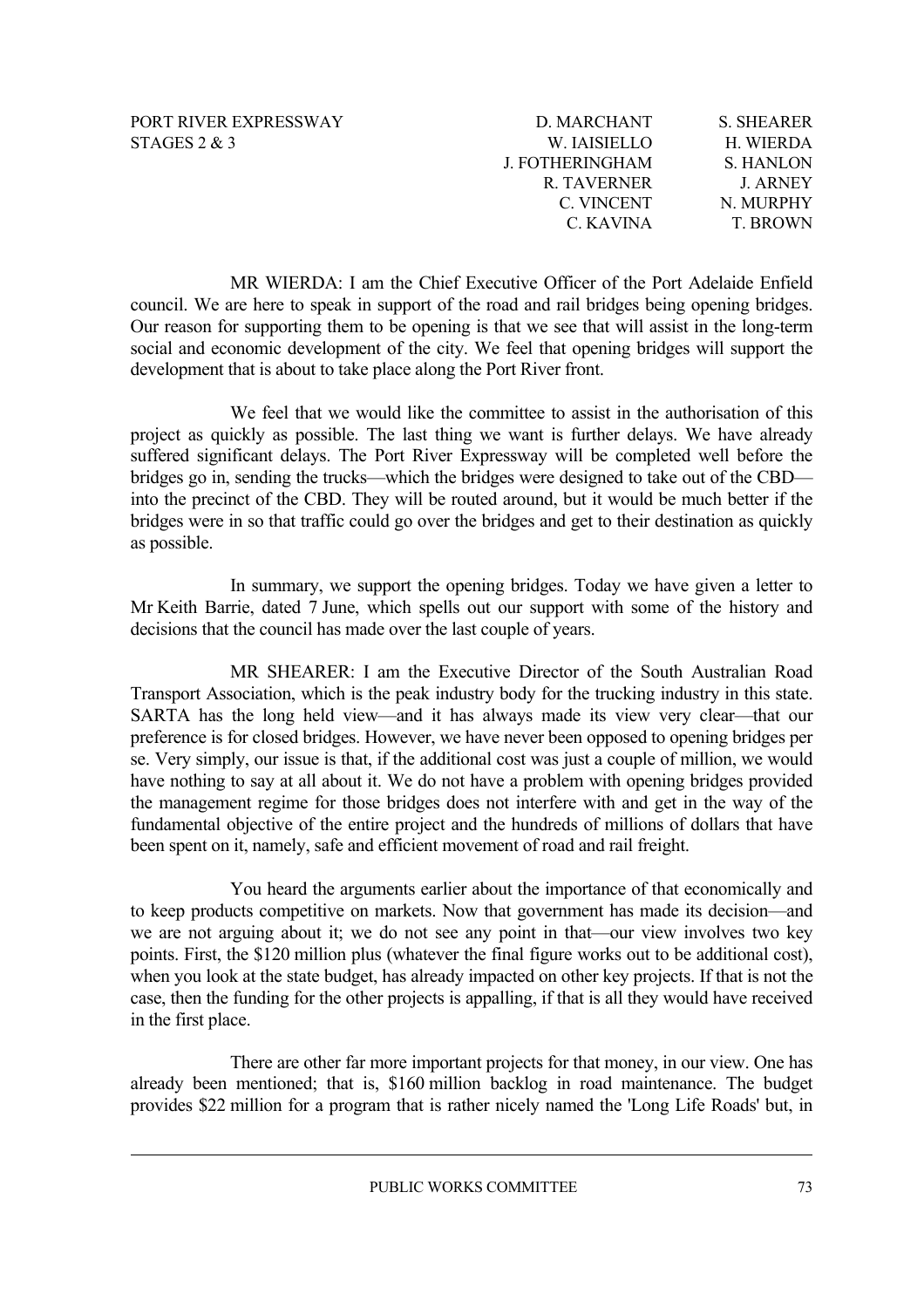PORT RIVER EXPRESSWAY STAGES 2 & 3

| | |
|---|---|
| D. MARCHANT | S. SHEARER |
| W. IAISIELLO | H. WIERDA |
| J. FOTHERINGHAM | S. HANLON |
| R. TAVERNER | J. ARNEY |
| C. VINCENT | N. MURPHY |
| C. KAVINA | T. BROWN |

MR WIERDA: I am the Chief Executive Officer of the Port Adelaide Enfield council. We are here to speak in support of the road and rail bridges being opening bridges. Our reason for supporting them to be opening is that we see that will assist in the long-term social and economic development of the city. We feel that opening bridges will support the development that is about to take place along the Port River front.

We feel that we would like the committee to assist in the authorisation of this project as quickly as possible. The last thing we want is further delays. We have already suffered significant delays. The Port River Expressway will be completed well before the bridges go in, sending the trucks—which the bridges were designed to take out of the CBD—into the precinct of the CBD. They will be routed around, but it would be much better if the bridges were in so that traffic could go over the bridges and get to their destination as quickly as possible.

In summary, we support the opening bridges. Today we have given a letter to Mr Keith Barrie, dated 7 June, which spells out our support with some of the history and decisions that the council has made over the last couple of years.

MR SHEARER: I am the Executive Director of the South Australian Road Transport Association, which is the peak industry body for the trucking industry in this state. SARTA has the long held view—and it has always made its view very clear—that our preference is for closed bridges. However, we have never been opposed to opening bridges per se. Very simply, our issue is that, if the additional cost was just a couple of million, we would have nothing to say at all about it. We do not have a problem with opening bridges provided the management regime for those bridges does not interfere with and get in the way of the fundamental objective of the entire project and the hundreds of millions of dollars that have been spent on it, namely, safe and efficient movement of road and rail freight.

You heard the arguments earlier about the importance of that economically and to keep products competitive on markets. Now that government has made its decision—and we are not arguing about it; we do not see any point in that—our view involves two key points. First, the $120 million plus (whatever the final figure works out to be additional cost), when you look at the state budget, has already impacted on other key projects. If that is not the case, then the funding for the other projects is appalling, if that is all they would have received in the first place.

There are other far more important projects for that money, in our view. One has already been mentioned; that is, $160 million backlog in road maintenance. The budget provides $22 million for a program that is rather nicely named the 'Long Life Roads' but, in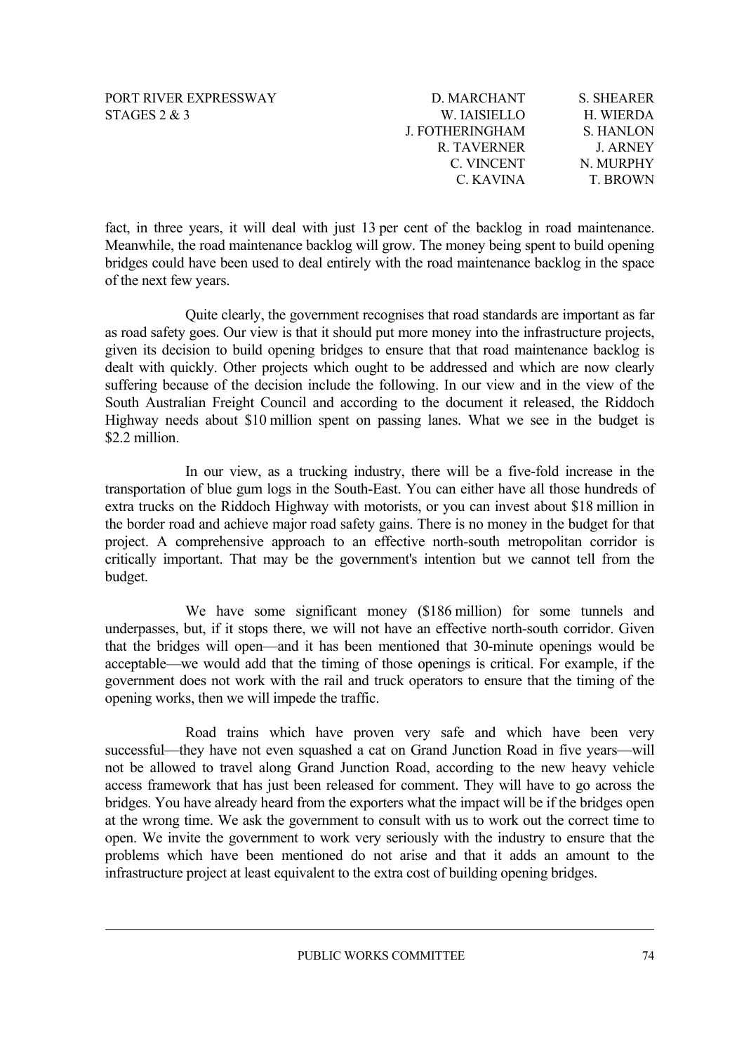fact, in three years, it will deal with just 13 per cent of the backlog in road maintenance. Meanwhile, the road maintenance backlog will grow. The money being spent to build opening bridges could have been used to deal entirely with the road maintenance backlog in the space of the next few years.

Quite clearly, the government recognises that road standards are important as far as road safety goes. Our view is that it should put more money into the infrastructure projects, given its decision to build opening bridges to ensure that that road maintenance backlog is dealt with quickly. Other projects which ought to be addressed and which are now clearly suffering because of the decision include the following. In our view and in the view of the South Australian Freight Council and according to the document it released, the Riddoch Highway needs about \$10 million spent on passing lanes. What we see in the budget is \$2.2 million.

In our view, as a trucking industry, there will be a five-fold increase in the transportation of blue gum logs in the South-East. You can either have all those hundreds of extra trucks on the Riddoch Highway with motorists, or you can invest about \$18 million in the border road and achieve major road safety gains. There is no money in the budget for that project. A comprehensive approach to an effective north-south metropolitan corridor is critically important. That may be the government's intention but we cannot tell from the budget.

We have some significant money (\$186 million) for some tunnels and underpasses, but, if it stops there, we will not have an effective north-south corridor. Given that the bridges will open—and it has been mentioned that 30-minute openings would be acceptable—we would add that the timing of those openings is critical. For example, if the government does not work with the rail and truck operators to ensure that the timing of the opening works, then we will impede the traffic.

Road trains which have proven very safe and which have been very successful—they have not even squashed a cat on Grand Junction Road in five years—will not be allowed to travel along Grand Junction Road, according to the new heavy vehicle access framework that has just been released for comment. They will have to go across the bridges. You have already heard from the exporters what the impact will be if the bridges open at the wrong time. We ask the government to consult with us to work out the correct time to open. We invite the government to work very seriously with the industry to ensure that the problems which have been mentioned do not arise and that it adds an amount to the infrastructure project at least equivalent to the extra cost of building opening bridges.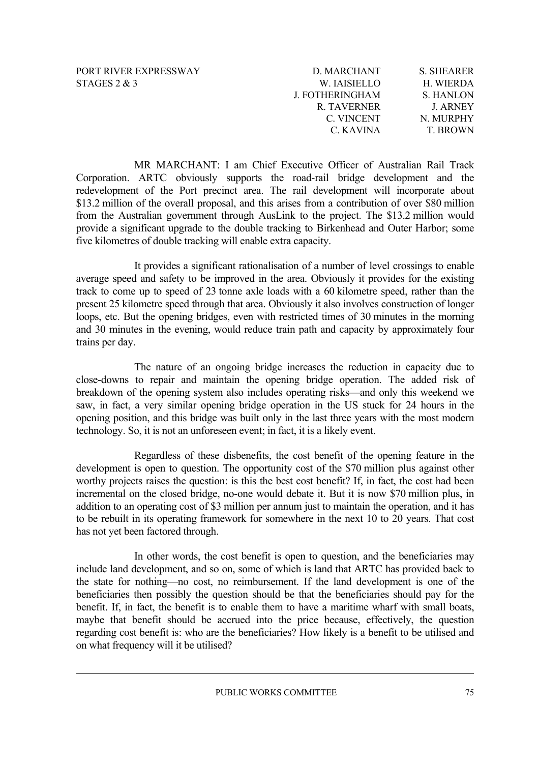MR MARCHANT: I am Chief Executive Officer of Australian Rail Track Corporation. ARTC obviously supports the road-rail bridge development and the redevelopment of the Port precinct area. The rail development will incorporate about $13.2 million of the overall proposal, and this arises from a contribution of over $80 million from the Australian government through AusLink to the project. The $13.2 million would provide a significant upgrade to the double tracking to Birkenhead and Outer Harbor; some five kilometres of double tracking will enable extra capacity.

It provides a significant rationalisation of a number of level crossings to enable average speed and safety to be improved in the area. Obviously it provides for the existing track to come up to speed of 23 tonne axle loads with a 60 kilometre speed, rather than the present 25 kilometre speed through that area. Obviously it also involves construction of longer loops, etc. But the opening bridges, even with restricted times of 30 minutes in the morning and 30 minutes in the evening, would reduce train path and capacity by approximately four trains per day.

The nature of an ongoing bridge increases the reduction in capacity due to close-downs to repair and maintain the opening bridge operation. The added risk of breakdown of the opening system also includes operating risks—and only this weekend we saw, in fact, a very similar opening bridge operation in the US stuck for 24 hours in the opening position, and this bridge was built only in the last three years with the most modern technology. So, it is not an unforeseen event; in fact, it is a likely event.

Regardless of these disbenefits, the cost benefit of the opening feature in the development is open to question. The opportunity cost of the $70 million plus against other worthy projects raises the question: is this the best cost benefit? If, in fact, the cost had been incremental on the closed bridge, no-one would debate it. But it is now $70 million plus, in addition to an operating cost of $3 million per annum just to maintain the operation, and it has to be rebuilt in its operating framework for somewhere in the next 10 to 20 years. That cost has not yet been factored through.

In other words, the cost benefit is open to question, and the beneficiaries may include land development, and so on, some of which is land that ARTC has provided back to the state for nothing—no cost, no reimbursement. If the land development is one of the beneficiaries then possibly the question should be that the beneficiaries should pay for the benefit. If, in fact, the benefit is to enable them to have a maritime wharf with small boats, maybe that benefit should be accrued into the price because, effectively, the question regarding cost benefit is: who are the beneficiaries? How likely is a benefit to be utilised and on what frequency will it be utilised?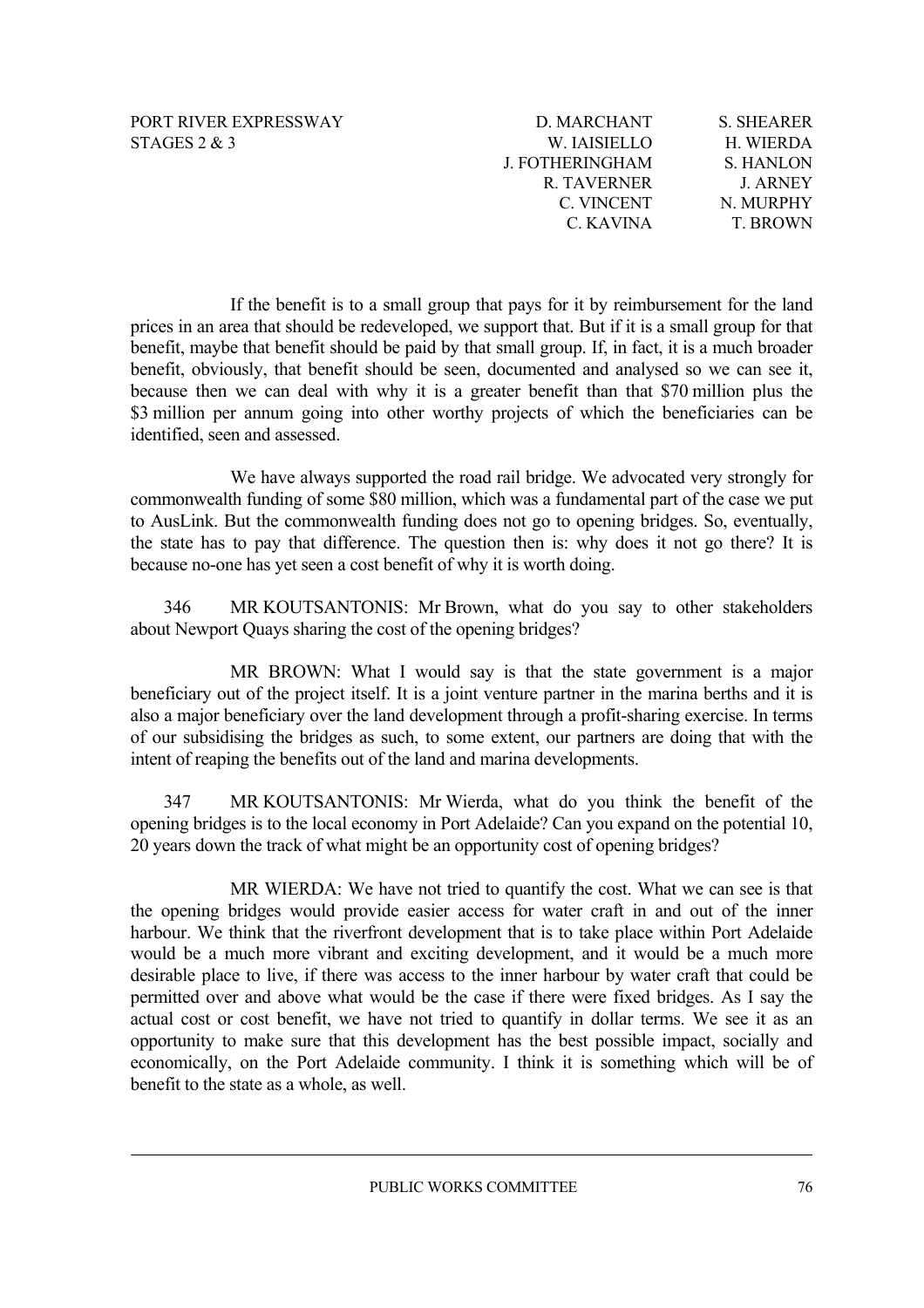If the benefit is to a small group that pays for it by reimbursement for the land prices in an area that should be redeveloped, we support that. But if it is a small group for that benefit, maybe that benefit should be paid by that small group. If, in fact, it is a much broader benefit, obviously, that benefit should be seen, documented and analysed so we can see it, because then we can deal with why it is a greater benefit than that $70 million plus the $3 million per annum going into other worthy projects of which the beneficiaries can be identified, seen and assessed.

We have always supported the road rail bridge. We advocated very strongly for commonwealth funding of some $80 million, which was a fundamental part of the case we put to AusLink. But the commonwealth funding does not go to opening bridges. So, eventually, the state has to pay that difference. The question then is: why does it not go there? It is because no-one has yet seen a cost benefit of why it is worth doing.

346 MR KOUTSANTONIS: Mr Brown, what do you say to other stakeholders about Newport Quays sharing the cost of the opening bridges?

MR BROWN: What I would say is that the state government is a major beneficiary out of the project itself. It is a joint venture partner in the marina berths and it is also a major beneficiary over the land development through a profit-sharing exercise. In terms of our subsidising the bridges as such, to some extent, our partners are doing that with the intent of reaping the benefits out of the land and marina developments.

347 MR KOUTSANTONIS: Mr Wierda, what do you think the benefit of the opening bridges is to the local economy in Port Adelaide? Can you expand on the potential 10, 20 years down the track of what might be an opportunity cost of opening bridges?

MR WIERDA: We have not tried to quantify the cost. What we can see is that the opening bridges would provide easier access for water craft in and out of the inner harbour. We think that the riverfront development that is to take place within Port Adelaide would be a much more vibrant and exciting development, and it would be a much more desirable place to live, if there was access to the inner harbour by water craft that could be permitted over and above what would be the case if there were fixed bridges. As I say the actual cost or cost benefit, we have not tried to quantify in dollar terms. We see it as an opportunity to make sure that this development has the best possible impact, socially and economically, on the Port Adelaide community. I think it is something which will be of benefit to the state as a whole, as well.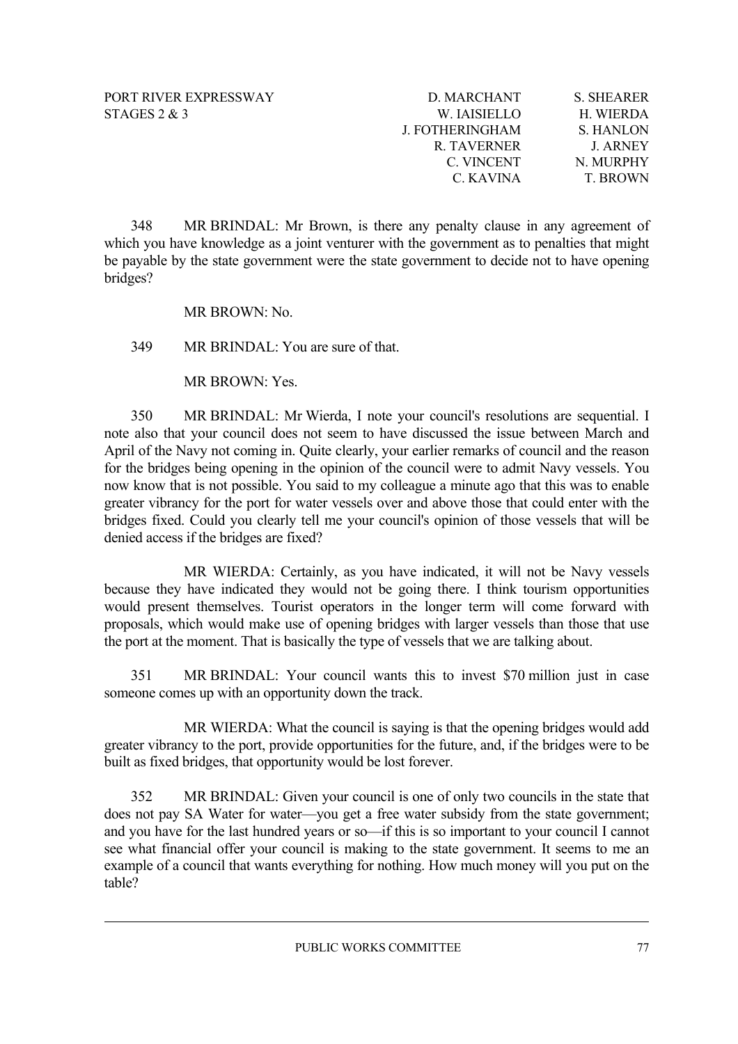348 MR BRINDAL: Mr Brown, is there any penalty clause in any agreement of which you have knowledge as a joint venturer with the government as to penalties that might be payable by the state government were the state government to decide not to have opening bridges?

MR BROWN: No.

349 MR BRINDAL: You are sure of that.

MR BROWN: Yes.

350 MR BRINDAL: Mr Wierda, I note your council's resolutions are sequential. I note also that your council does not seem to have discussed the issue between March and April of the Navy not coming in. Quite clearly, your earlier remarks of council and the reason for the bridges being opening in the opinion of the council were to admit Navy vessels. You now know that is not possible. You said to my colleague a minute ago that this was to enable greater vibrancy for the port for water vessels over and above those that could enter with the bridges fixed. Could you clearly tell me your council's opinion of those vessels that will be denied access if the bridges are fixed?

MR WIERDA: Certainly, as you have indicated, it will not be Navy vessels because they have indicated they would not be going there. I think tourism opportunities would present themselves. Tourist operators in the longer term will come forward with proposals, which would make use of opening bridges with larger vessels than those that use the port at the moment. That is basically the type of vessels that we are talking about.

351 MR BRINDAL: Your council wants this to invest $70 million just in case someone comes up with an opportunity down the track.

MR WIERDA: What the council is saying is that the opening bridges would add greater vibrancy to the port, provide opportunities for the future, and, if the bridges were to be built as fixed bridges, that opportunity would be lost forever.

352 MR BRINDAL: Given your council is one of only two councils in the state that does not pay SA Water for water—you get a free water subsidy from the state government; and you have for the last hundred years or so—if this is so important to your council I cannot see what financial offer your council is making to the state government. It seems to me an example of a council that wants everything for nothing. How much money will you put on the table?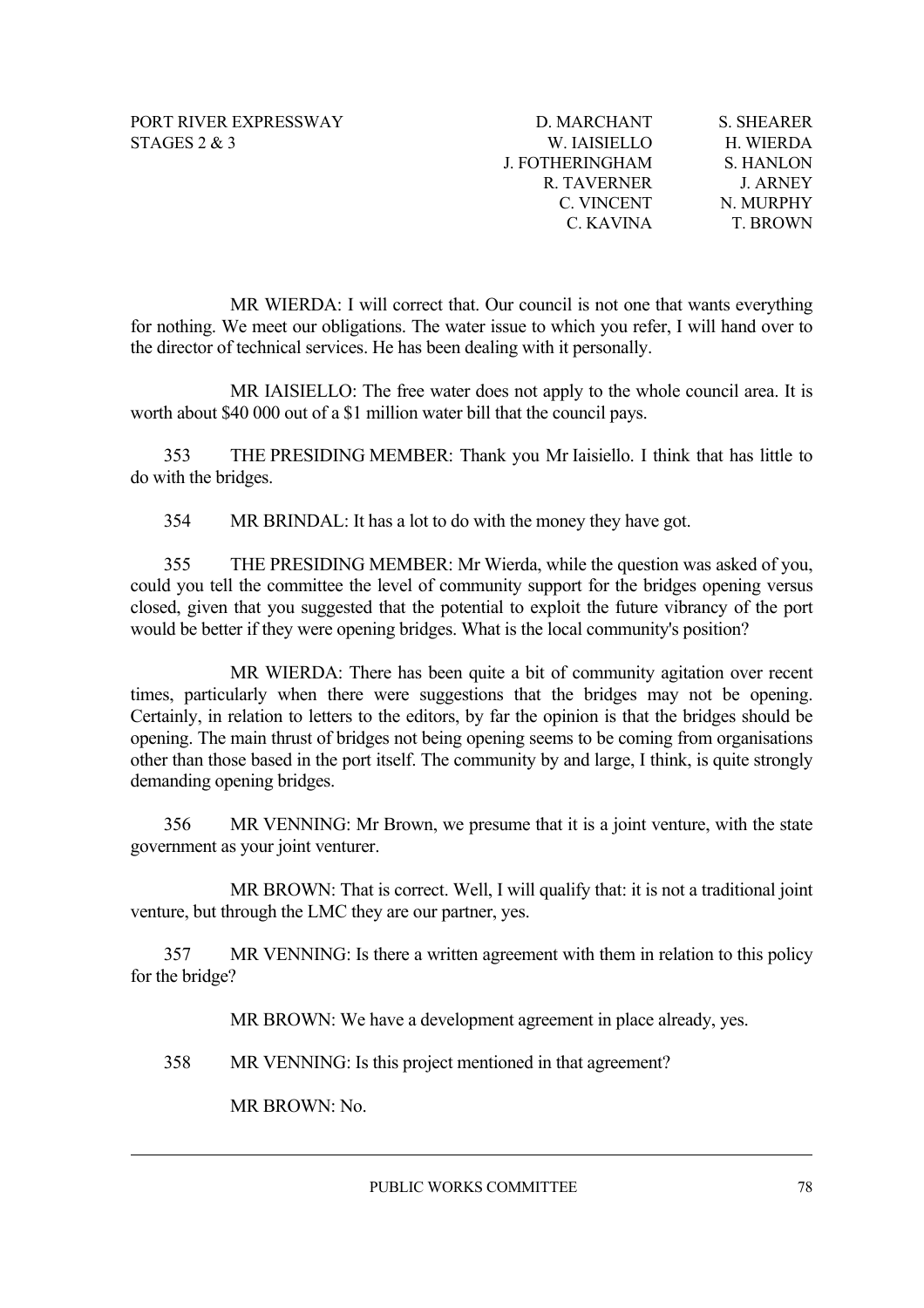MR WIERDA: I will correct that. Our council is not one that wants everything for nothing. We meet our obligations. The water issue to which you refer, I will hand over to the director of technical services. He has been dealing with it personally.

MR IAISIELLO: The free water does not apply to the whole council area. It is worth about $40 000 out of a $1 million water bill that the council pays.

353 THE PRESIDING MEMBER: Thank you Mr Iaisiello. I think that has little to do with the bridges.

354 MR BRINDAL: It has a lot to do with the money they have got.

355 THE PRESIDING MEMBER: Mr Wierda, while the question was asked of you, could you tell the committee the level of community support for the bridges opening versus closed, given that you suggested that the potential to exploit the future vibrancy of the port would be better if they were opening bridges. What is the local community's position?

MR WIERDA: There has been quite a bit of community agitation over recent times, particularly when there were suggestions that the bridges may not be opening. Certainly, in relation to letters to the editors, by far the opinion is that the bridges should be opening. The main thrust of bridges not being opening seems to be coming from organisations other than those based in the port itself. The community by and large, I think, is quite strongly demanding opening bridges.

356 MR VENNING: Mr Brown, we presume that it is a joint venture, with the state government as your joint venturer.

MR BROWN: That is correct. Well, I will qualify that: it is not a traditional joint venture, but through the LMC they are our partner, yes.

357 MR VENNING: Is there a written agreement with them in relation to this policy for the bridge?

MR BROWN: We have a development agreement in place already, yes.

358 MR VENNING: Is this project mentioned in that agreement?

MR BROWN: No.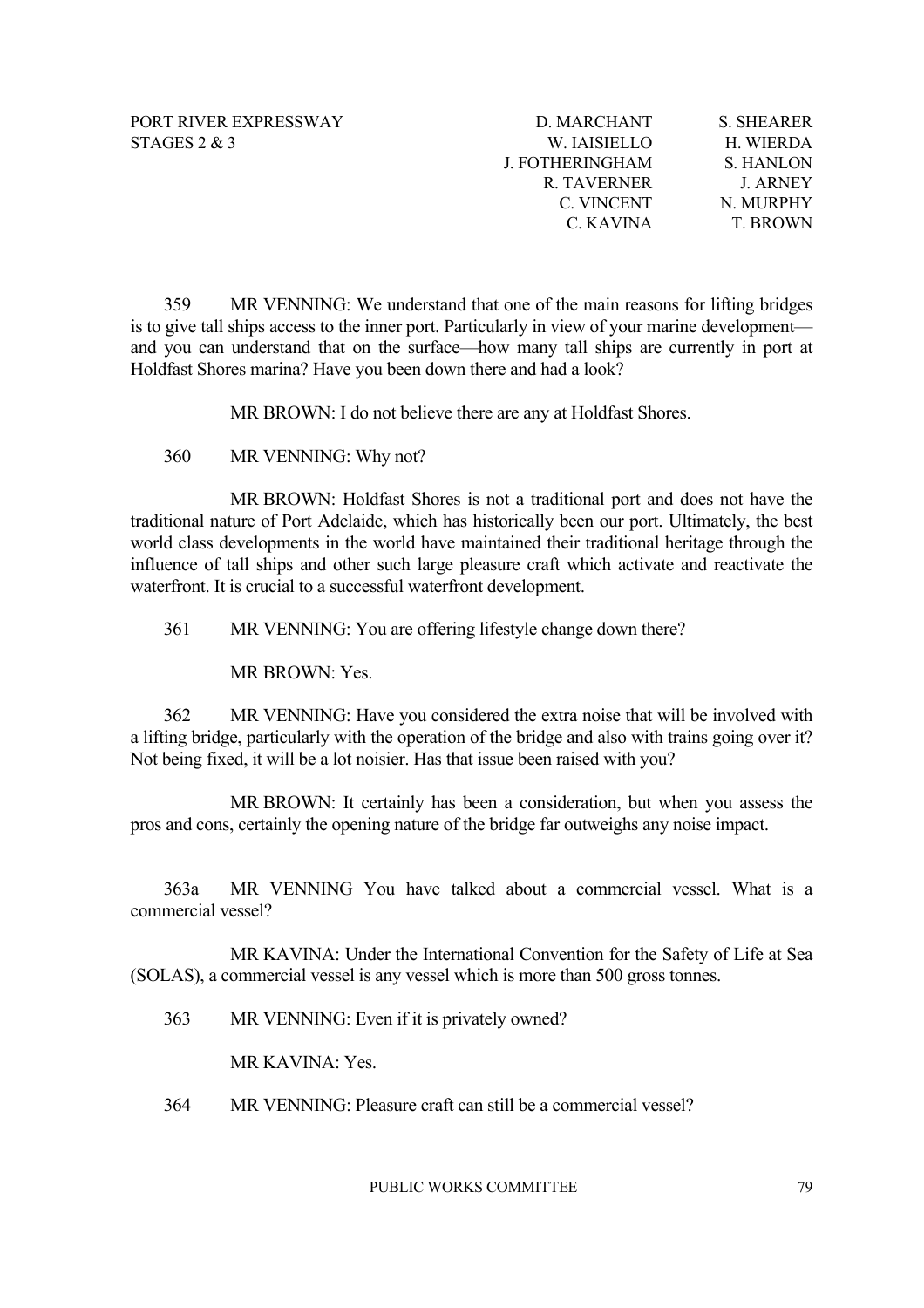359 MR VENNING: We understand that one of the main reasons for lifting bridges is to give tall ships access to the inner port. Particularly in view of your marine development—and you can understand that on the surface—how many tall ships are currently in port at Holdfast Shores marina? Have you been down there and had a look?

MR BROWN: I do not believe there are any at Holdfast Shores.

360 MR VENNING: Why not?

MR BROWN: Holdfast Shores is not a traditional port and does not have the traditional nature of Port Adelaide, which has historically been our port. Ultimately, the best world class developments in the world have maintained their traditional heritage through the influence of tall ships and other such large pleasure craft which activate and reactivate the waterfront. It is crucial to a successful waterfront development.

361 MR VENNING: You are offering lifestyle change down there?

MR BROWN: Yes.

362 MR VENNING: Have you considered the extra noise that will be involved with a lifting bridge, particularly with the operation of the bridge and also with trains going over it? Not being fixed, it will be a lot noisier. Has that issue been raised with you?

MR BROWN: It certainly has been a consideration, but when you assess the pros and cons, certainly the opening nature of the bridge far outweighs any noise impact.

363a MR VENNING You have talked about a commercial vessel. What is a commercial vessel?

MR KAVINA: Under the International Convention for the Safety of Life at Sea (SOLAS), a commercial vessel is any vessel which is more than 500 gross tonnes.

363 MR VENNING: Even if it is privately owned?

MR KAVINA: Yes.

364 MR VENNING: Pleasure craft can still be a commercial vessel?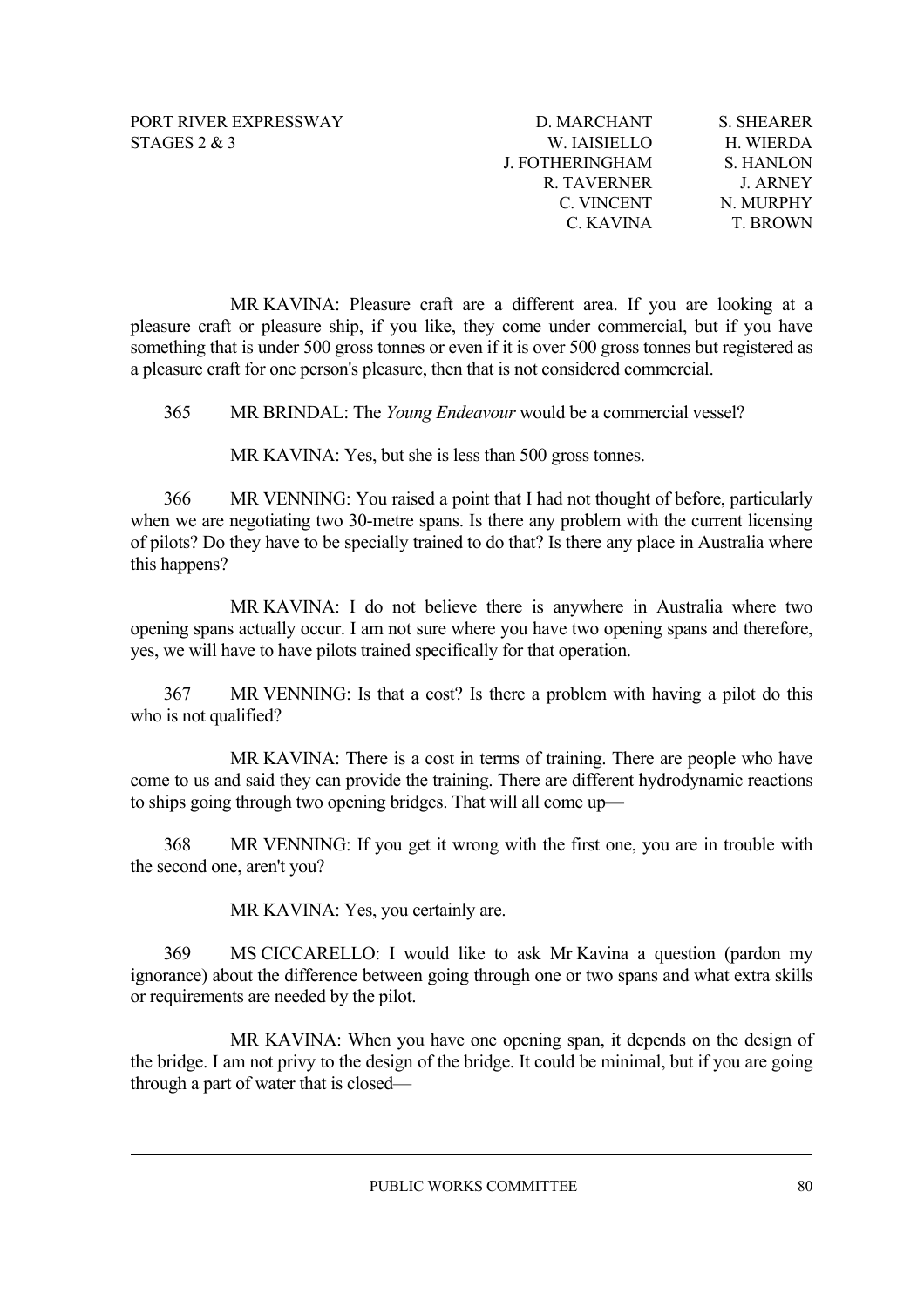MR KAVINA: Pleasure craft are a different area. If you are looking at a pleasure craft or pleasure ship, if you like, they come under commercial, but if you have something that is under 500 gross tonnes or even if it is over 500 gross tonnes but registered as a pleasure craft for one person's pleasure, then that is not considered commercial.

365 MR BRINDAL: The *Young Endeavour* would be a commercial vessel?

MR KAVINA: Yes, but she is less than 500 gross tonnes.

366 MR VENNING: You raised a point that I had not thought of before, particularly when we are negotiating two 30-metre spans. Is there any problem with the current licensing of pilots? Do they have to be specially trained to do that? Is there any place in Australia where this happens?

MR KAVINA: I do not believe there is anywhere in Australia where two opening spans actually occur. I am not sure where you have two opening spans and therefore, yes, we will have to have pilots trained specifically for that operation.

367 MR VENNING: Is that a cost? Is there a problem with having a pilot do this who is not qualified?

MR KAVINA: There is a cost in terms of training. There are people who have come to us and said they can provide the training. There are different hydrodynamic reactions to ships going through two opening bridges. That will all come up—

368 MR VENNING: If you get it wrong with the first one, you are in trouble with the second one, aren't you?

MR KAVINA: Yes, you certainly are.

369 MS CICCARELLO: I would like to ask Mr Kavina a question (pardon my ignorance) about the difference between going through one or two spans and what extra skills or requirements are needed by the pilot.

MR KAVINA: When you have one opening span, it depends on the design of the bridge. I am not privy to the design of the bridge. It could be minimal, but if you are going through a part of water that is closed—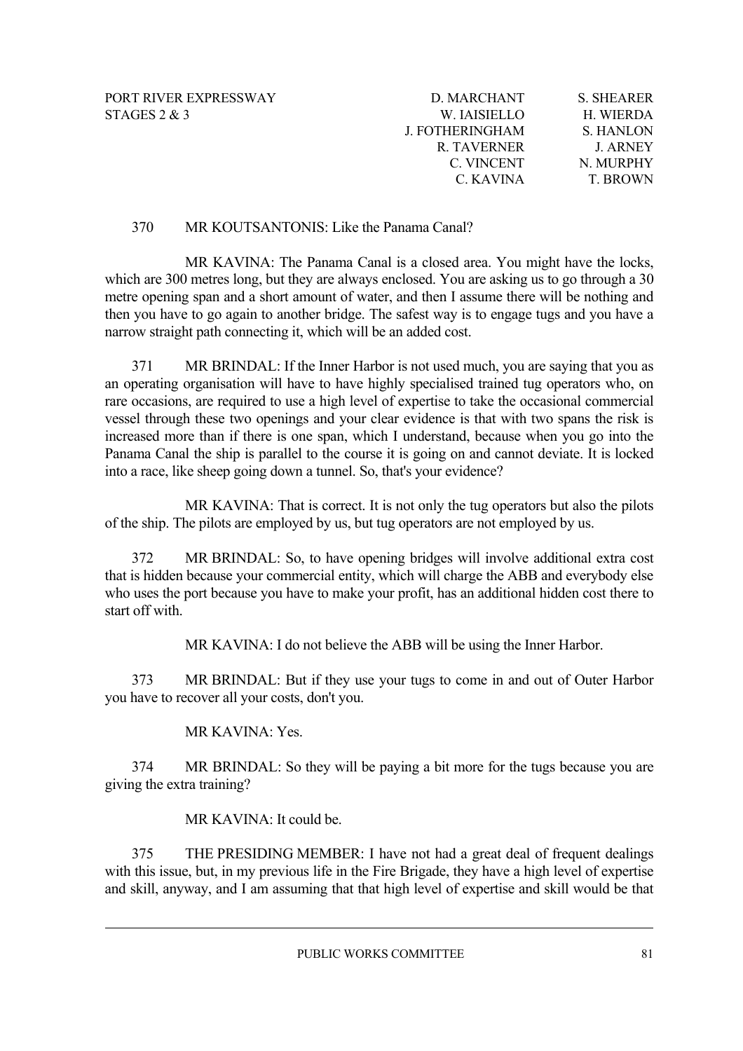370 MR KOUTSANTONIS: Like the Panama Canal?

MR KAVINA: The Panama Canal is a closed area. You might have the locks, which are 300 metres long, but they are always enclosed. You are asking us to go through a 30 metre opening span and a short amount of water, and then I assume there will be nothing and then you have to go again to another bridge. The safest way is to engage tugs and you have a narrow straight path connecting it, which will be an added cost.

371 MR BRINDAL: If the Inner Harbor is not used much, you are saying that you as an operating organisation will have to have highly specialised trained tug operators who, on rare occasions, are required to use a high level of expertise to take the occasional commercial vessel through these two openings and your clear evidence is that with two spans the risk is increased more than if there is one span, which I understand, because when you go into the Panama Canal the ship is parallel to the course it is going on and cannot deviate. It is locked into a race, like sheep going down a tunnel. So, that's your evidence?

MR KAVINA: That is correct. It is not only the tug operators but also the pilots of the ship. The pilots are employed by us, but tug operators are not employed by us.

372 MR BRINDAL: So, to have opening bridges will involve additional extra cost that is hidden because your commercial entity, which will charge the ABB and everybody else who uses the port because you have to make your profit, has an additional hidden cost there to start off with.

MR KAVINA: I do not believe the ABB will be using the Inner Harbor.

373 MR BRINDAL: But if they use your tugs to come in and out of Outer Harbor you have to recover all your costs, don't you.

MR KAVINA: Yes.

374 MR BRINDAL: So they will be paying a bit more for the tugs because you are giving the extra training?

MR KAVINA: It could be.

375 THE PRESIDING MEMBER: I have not had a great deal of frequent dealings with this issue, but, in my previous life in the Fire Brigade, they have a high level of expertise and skill, anyway, and I am assuming that that high level of expertise and skill would be that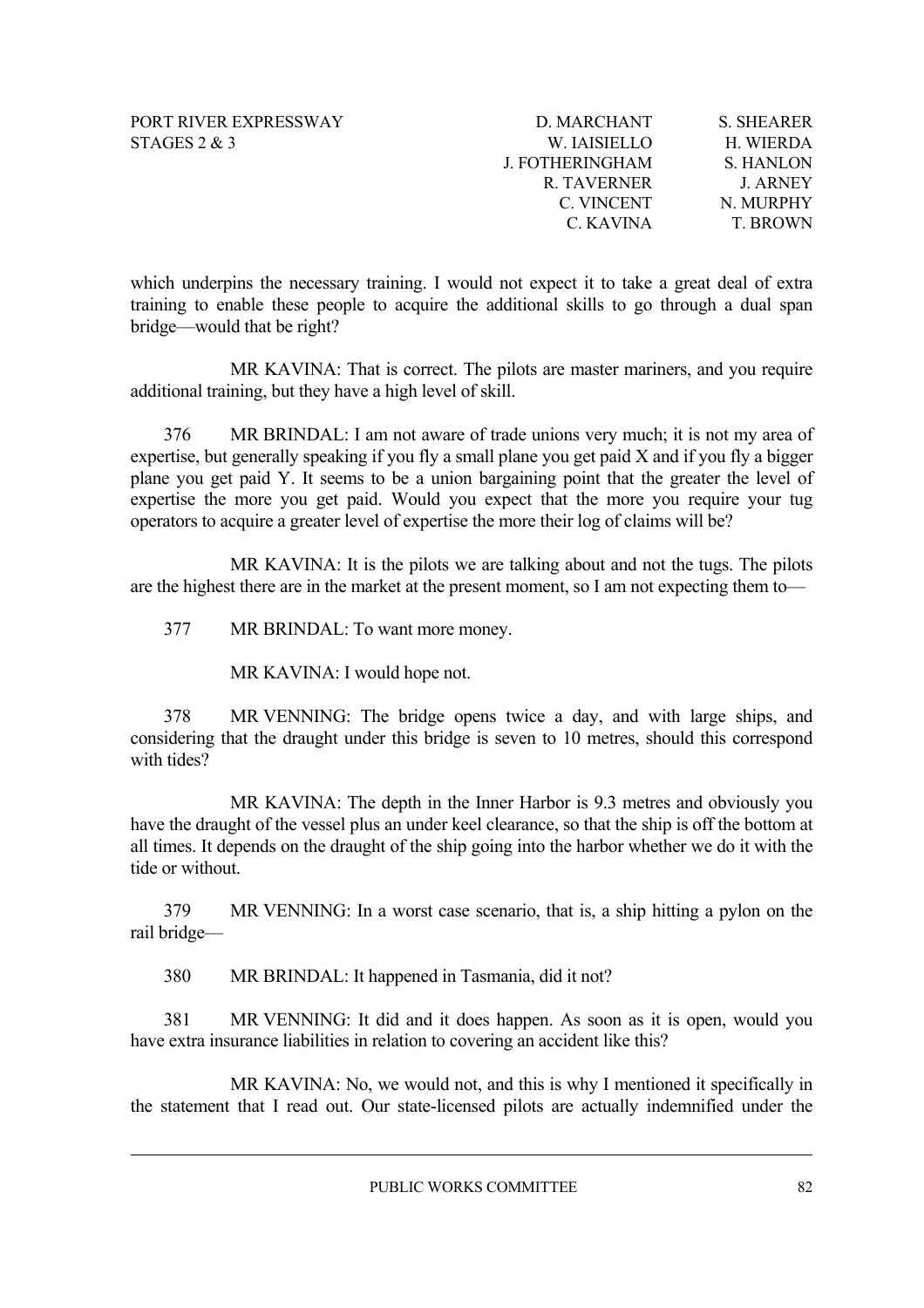which underpins the necessary training. I would not expect it to take a great deal of extra training to enable these people to acquire the additional skills to go through a dual span bridge—would that be right?

MR KAVINA: That is correct. The pilots are master mariners, and you require additional training, but they have a high level of skill.

376 MR BRINDAL: I am not aware of trade unions very much; it is not my area of expertise, but generally speaking if you fly a small plane you get paid X and if you fly a bigger plane you get paid Y. It seems to be a union bargaining point that the greater the level of expertise the more you get paid. Would you expect that the more you require your tug operators to acquire a greater level of expertise the more their log of claims will be?

MR KAVINA: It is the pilots we are talking about and not the tugs. The pilots are the highest there are in the market at the present moment, so I am not expecting them to—

377 MR BRINDAL: To want more money.

MR KAVINA: I would hope not.

378 MR VENNING: The bridge opens twice a day, and with large ships, and considering that the draught under this bridge is seven to 10 metres, should this correspond with tides?

MR KAVINA: The depth in the Inner Harbor is 9.3 metres and obviously you have the draught of the vessel plus an under keel clearance, so that the ship is off the bottom at all times. It depends on the draught of the ship going into the harbor whether we do it with the tide or without.

379 MR VENNING: In a worst case scenario, that is, a ship hitting a pylon on the rail bridge—

380 MR BRINDAL: It happened in Tasmania, did it not?

381 MR VENNING: It did and it does happen. As soon as it is open, would you have extra insurance liabilities in relation to covering an accident like this?

MR KAVINA: No, we would not, and this is why I mentioned it specifically in the statement that I read out. Our state-licensed pilots are actually indemnified under the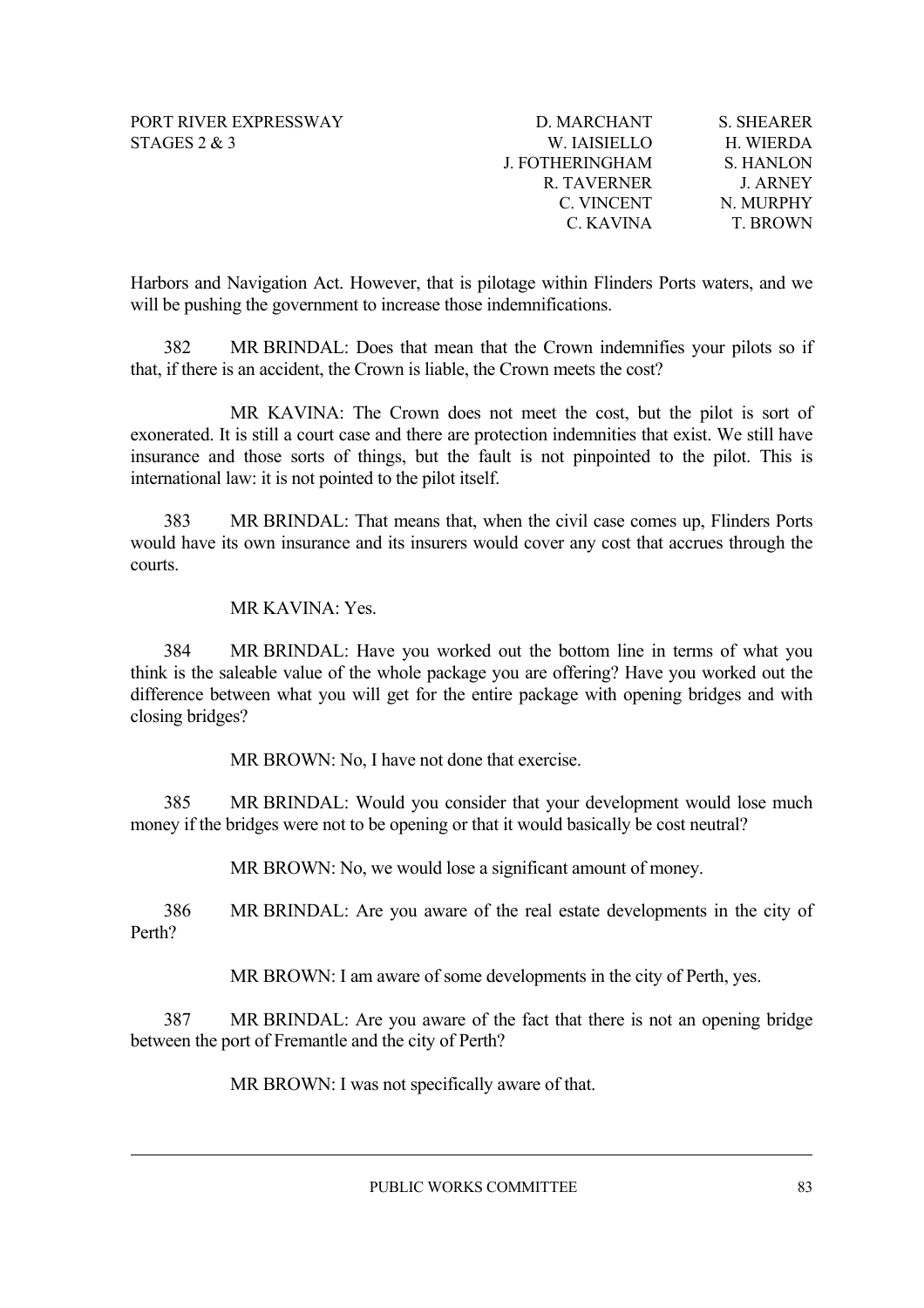Harbors and Navigation Act. However, that is pilotage within Flinders Ports waters, and we will be pushing the government to increase those indemnifications.

382 MR BRINDAL: Does that mean that the Crown indemnifies your pilots so if that, if there is an accident, the Crown is liable, the Crown meets the cost?

MR KAVINA: The Crown does not meet the cost, but the pilot is sort of exonerated. It is still a court case and there are protection indemnities that exist. We still have insurance and those sorts of things, but the fault is not pinpointed to the pilot. This is international law: it is not pointed to the pilot itself.

383 MR BRINDAL: That means that, when the civil case comes up, Flinders Ports would have its own insurance and its insurers would cover any cost that accrues through the courts.

MR KAVINA: Yes.

384 MR BRINDAL: Have you worked out the bottom line in terms of what you think is the saleable value of the whole package you are offering? Have you worked out the difference between what you will get for the entire package with opening bridges and with closing bridges?

MR BROWN: No, I have not done that exercise.

385 MR BRINDAL: Would you consider that your development would lose much money if the bridges were not to be opening or that it would basically be cost neutral?

MR BROWN: No, we would lose a significant amount of money.

386 MR BRINDAL: Are you aware of the real estate developments in the city of Perth?

MR BROWN: I am aware of some developments in the city of Perth, yes.

387 MR BRINDAL: Are you aware of the fact that there is not an opening bridge between the port of Fremantle and the city of Perth?

MR BROWN: I was not specifically aware of that.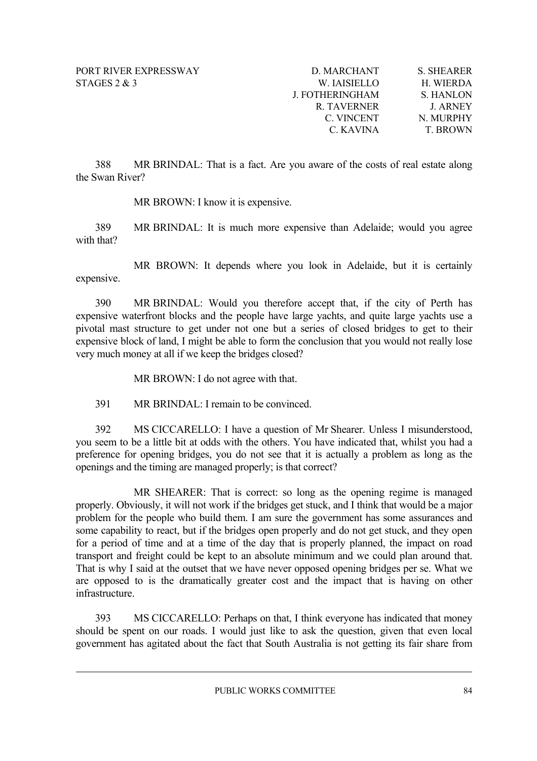388 MR BRINDAL: That is a fact. Are you aware of the costs of real estate along the Swan River?

MR BROWN: I know it is expensive.

389 MR BRINDAL: It is much more expensive than Adelaide; would you agree with that?

MR BROWN: It depends where you look in Adelaide, but it is certainly expensive.

390 MR BRINDAL: Would you therefore accept that, if the city of Perth has expensive waterfront blocks and the people have large yachts, and quite large yachts use a pivotal mast structure to get under not one but a series of closed bridges to get to their expensive block of land, I might be able to form the conclusion that you would not really lose very much money at all if we keep the bridges closed?

MR BROWN: I do not agree with that.

391 MR BRINDAL: I remain to be convinced.

392 MS CICCARELLO: I have a question of Mr Shearer. Unless I misunderstood, you seem to be a little bit at odds with the others. You have indicated that, whilst you had a preference for opening bridges, you do not see that it is actually a problem as long as the openings and the timing are managed properly; is that correct?

MR SHEARER: That is correct: so long as the opening regime is managed properly. Obviously, it will not work if the bridges get stuck, and I think that would be a major problem for the people who build them. I am sure the government has some assurances and some capability to react, but if the bridges open properly and do not get stuck, and they open for a period of time and at a time of the day that is properly planned, the impact on road transport and freight could be kept to an absolute minimum and we could plan around that. That is why I said at the outset that we have never opposed opening bridges per se. What we are opposed to is the dramatically greater cost and the impact that is having on other infrastructure.

393 MS CICCARELLO: Perhaps on that, I think everyone has indicated that money should be spent on our roads. I would just like to ask the question, given that even local government has agitated about the fact that South Australia is not getting its fair share from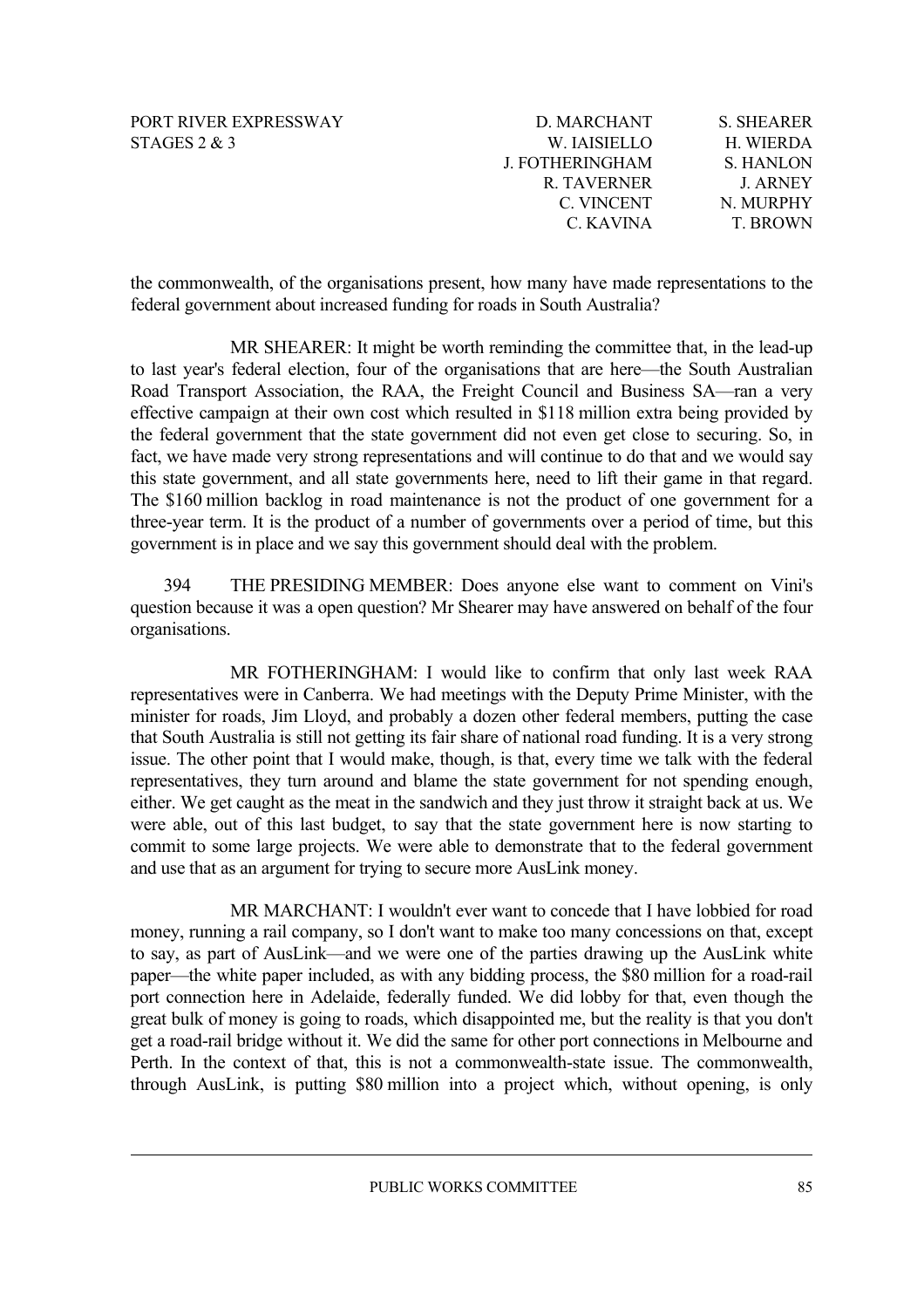the commonwealth, of the organisations present, how many have made representations to the federal government about increased funding for roads in South Australia?

MR SHEARER: It might be worth reminding the committee that, in the lead-up to last year's federal election, four of the organisations that are here—the South Australian Road Transport Association, the RAA, the Freight Council and Business SA—ran a very effective campaign at their own cost which resulted in $118 million extra being provided by the federal government that the state government did not even get close to securing. So, in fact, we have made very strong representations and will continue to do that and we would say this state government, and all state governments here, need to lift their game in that regard. The $160 million backlog in road maintenance is not the product of one government for a three-year term. It is the product of a number of governments over a period of time, but this government is in place and we say this government should deal with the problem.

394 THE PRESIDING MEMBER: Does anyone else want to comment on Vini's question because it was a open question? Mr Shearer may have answered on behalf of the four organisations.

MR FOTHERINGHAM: I would like to confirm that only last week RAA representatives were in Canberra. We had meetings with the Deputy Prime Minister, with the minister for roads, Jim Lloyd, and probably a dozen other federal members, putting the case that South Australia is still not getting its fair share of national road funding. It is a very strong issue. The other point that I would make, though, is that, every time we talk with the federal representatives, they turn around and blame the state government for not spending enough, either. We get caught as the meat in the sandwich and they just throw it straight back at us. We were able, out of this last budget, to say that the state government here is now starting to commit to some large projects. We were able to demonstrate that to the federal government and use that as an argument for trying to secure more AusLink money.

MR MARCHANT: I wouldn't ever want to concede that I have lobbied for road money, running a rail company, so I don't want to make too many concessions on that, except to say, as part of AusLink—and we were one of the parties drawing up the AusLink white paper—the white paper included, as with any bidding process, the $80 million for a road-rail port connection here in Adelaide, federally funded. We did lobby for that, even though the great bulk of money is going to roads, which disappointed me, but the reality is that you don't get a road-rail bridge without it. We did the same for other port connections in Melbourne and Perth. In the context of that, this is not a commonwealth-state issue. The commonwealth, through AusLink, is putting $80 million into a project which, without opening, is only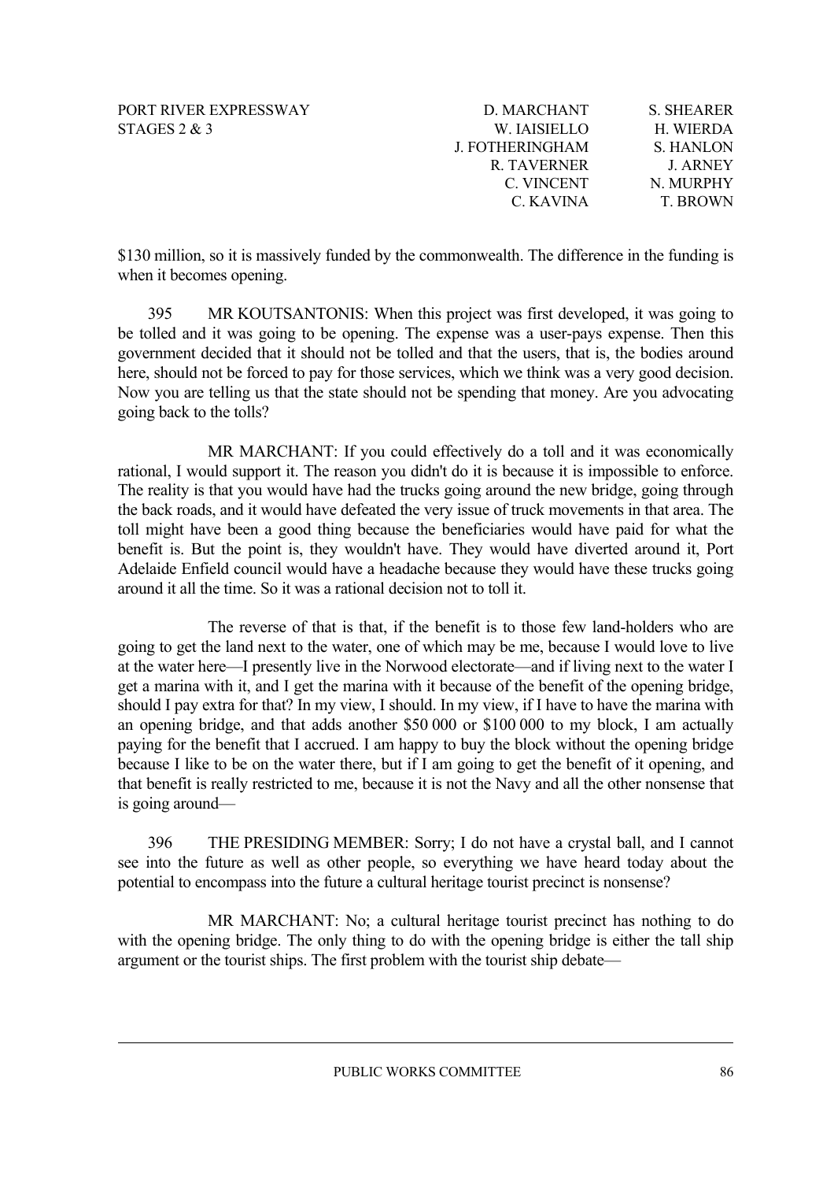$130 million, so it is massively funded by the commonwealth. The difference in the funding is when it becomes opening.

395 MR KOUTSANTONIS: When this project was first developed, it was going to be tolled and it was going to be opening. The expense was a user-pays expense. Then this government decided that it should not be tolled and that the users, that is, the bodies around here, should not be forced to pay for those services, which we think was a very good decision. Now you are telling us that the state should not be spending that money. Are you advocating going back to the tolls?

MR MARCHANT: If you could effectively do a toll and it was economically rational, I would support it. The reason you didn't do it is because it is impossible to enforce. The reality is that you would have had the trucks going around the new bridge, going through the back roads, and it would have defeated the very issue of truck movements in that area. The toll might have been a good thing because the beneficiaries would have paid for what the benefit is. But the point is, they wouldn't have. They would have diverted around it, Port Adelaide Enfield council would have a headache because they would have these trucks going around it all the time. So it was a rational decision not to toll it.

The reverse of that is that, if the benefit is to those few land-holders who are going to get the land next to the water, one of which may be me, because I would love to live at the water here—I presently live in the Norwood electorate—and if living next to the water I get a marina with it, and I get the marina with it because of the benefit of the opening bridge, should I pay extra for that? In my view, I should. In my view, if I have to have the marina with an opening bridge, and that adds another $50 000 or $100 000 to my block, I am actually paying for the benefit that I accrued. I am happy to buy the block without the opening bridge because I like to be on the water there, but if I am going to get the benefit of it opening, and that benefit is really restricted to me, because it is not the Navy and all the other nonsense that is going around—

396 THE PRESIDING MEMBER: Sorry; I do not have a crystal ball, and I cannot see into the future as well as other people, so everything we have heard today about the potential to encompass into the future a cultural heritage tourist precinct is nonsense?

MR MARCHANT: No; a cultural heritage tourist precinct has nothing to do with the opening bridge. The only thing to do with the opening bridge is either the tall ship argument or the tourist ships. The first problem with the tourist ship debate—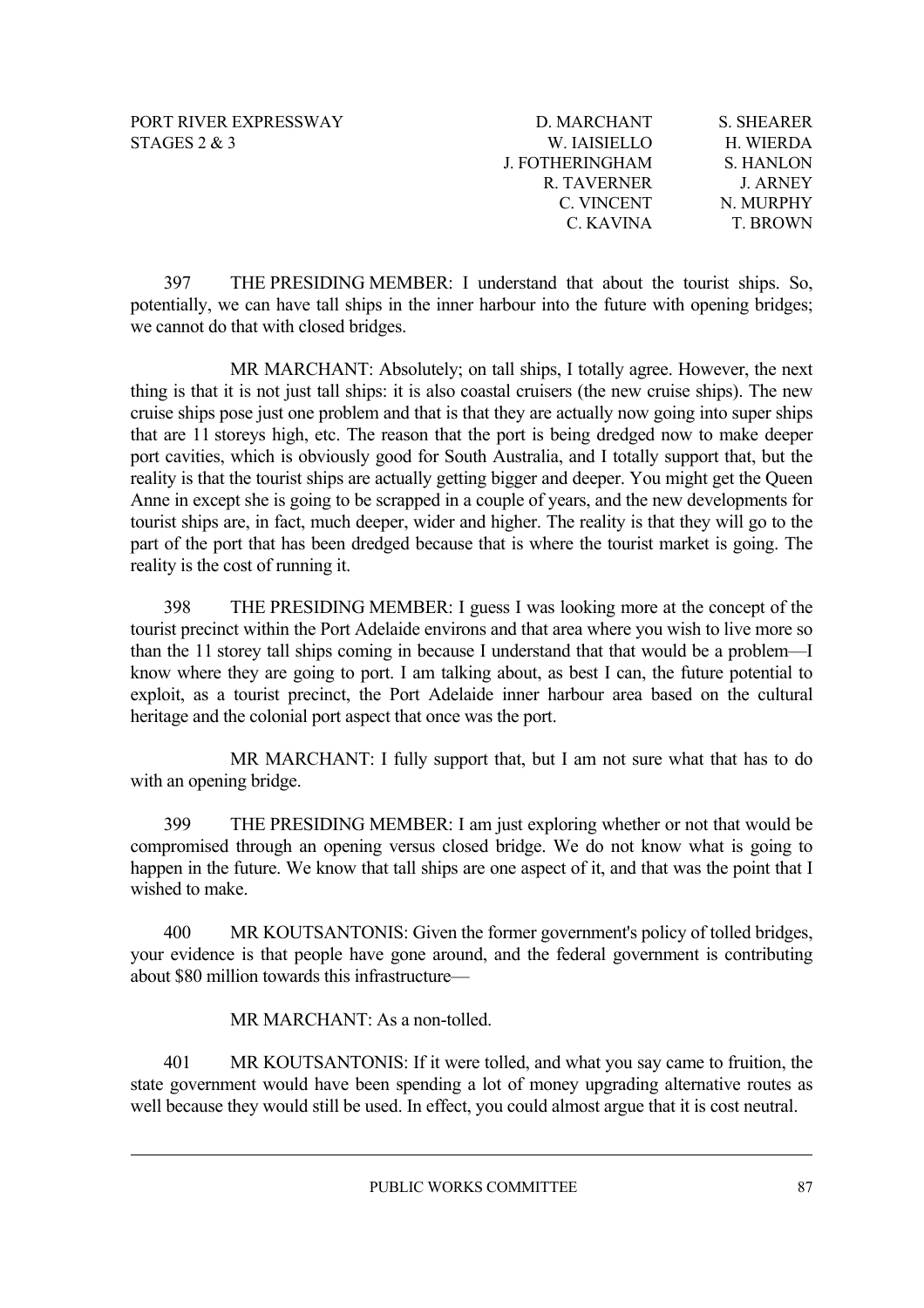397 THE PRESIDING MEMBER: I understand that about the tourist ships. So, potentially, we can have tall ships in the inner harbour into the future with opening bridges; we cannot do that with closed bridges.

MR MARCHANT: Absolutely; on tall ships, I totally agree. However, the next thing is that it is not just tall ships: it is also coastal cruisers (the new cruise ships). The new cruise ships pose just one problem and that is that they are actually now going into super ships that are 11 storeys high, etc. The reason that the port is being dredged now to make deeper port cavities, which is obviously good for South Australia, and I totally support that, but the reality is that the tourist ships are actually getting bigger and deeper. You might get the Queen Anne in except she is going to be scrapped in a couple of years, and the new developments for tourist ships are, in fact, much deeper, wider and higher. The reality is that they will go to the part of the port that has been dredged because that is where the tourist market is going. The reality is the cost of running it.

398 THE PRESIDING MEMBER: I guess I was looking more at the concept of the tourist precinct within the Port Adelaide environs and that area where you wish to live more so than the 11 storey tall ships coming in because I understand that that would be a problem—I know where they are going to port. I am talking about, as best I can, the future potential to exploit, as a tourist precinct, the Port Adelaide inner harbour area based on the cultural heritage and the colonial port aspect that once was the port.

MR MARCHANT: I fully support that, but I am not sure what that has to do with an opening bridge.

399 THE PRESIDING MEMBER: I am just exploring whether or not that would be compromised through an opening versus closed bridge. We do not know what is going to happen in the future. We know that tall ships are one aspect of it, and that was the point that I wished to make.

400 MR KOUTSANTONIS: Given the former government's policy of tolled bridges, your evidence is that people have gone around, and the federal government is contributing about $80 million towards this infrastructure—

MR MARCHANT: As a non-tolled.

401 MR KOUTSANTONIS: If it were tolled, and what you say came to fruition, the state government would have been spending a lot of money upgrading alternative routes as well because they would still be used. In effect, you could almost argue that it is cost neutral.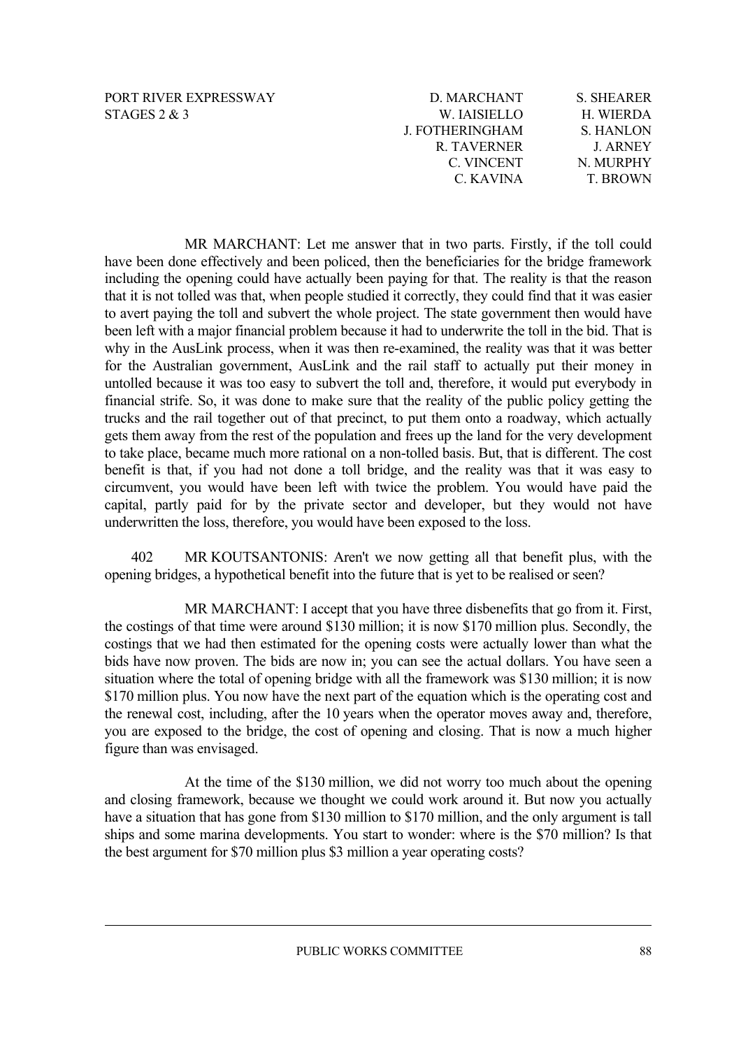MR MARCHANT: Let me answer that in two parts. Firstly, if the toll could have been done effectively and been policed, then the beneficiaries for the bridge framework including the opening could have actually been paying for that. The reality is that the reason that it is not tolled was that, when people studied it correctly, they could find that it was easier to avert paying the toll and subvert the whole project. The state government then would have been left with a major financial problem because it had to underwrite the toll in the bid. That is why in the AusLink process, when it was then re-examined, the reality was that it was better for the Australian government, AusLink and the rail staff to actually put their money in untolled because it was too easy to subvert the toll and, therefore, it would put everybody in financial strife. So, it was done to make sure that the reality of the public policy getting the trucks and the rail together out of that precinct, to put them onto a roadway, which actually gets them away from the rest of the population and frees up the land for the very development to take place, became much more rational on a non-tolled basis. But, that is different. The cost benefit is that, if you had not done a toll bridge, and the reality was that it was easy to circumvent, you would have been left with twice the problem. You would have paid the capital, partly paid for by the private sector and developer, but they would not have underwritten the loss, therefore, you would have been exposed to the loss.

402 MR KOUTSANTONIS: Aren't we now getting all that benefit plus, with the opening bridges, a hypothetical benefit into the future that is yet to be realised or seen?

MR MARCHANT: I accept that you have three disbenefits that go from it. First, the costings of that time were around $130 million; it is now $170 million plus. Secondly, the costings that we had then estimated for the opening costs were actually lower than what the bids have now proven. The bids are now in; you can see the actual dollars. You have seen a situation where the total of opening bridge with all the framework was $130 million; it is now $170 million plus. You now have the next part of the equation which is the operating cost and the renewal cost, including, after the 10 years when the operator moves away and, therefore, you are exposed to the bridge, the cost of opening and closing. That is now a much higher figure than was envisaged.

At the time of the $130 million, we did not worry too much about the opening and closing framework, because we thought we could work around it. But now you actually have a situation that has gone from $130 million to $170 million, and the only argument is tall ships and some marina developments. You start to wonder: where is the $70 million? Is that the best argument for $70 million plus $3 million a year operating costs?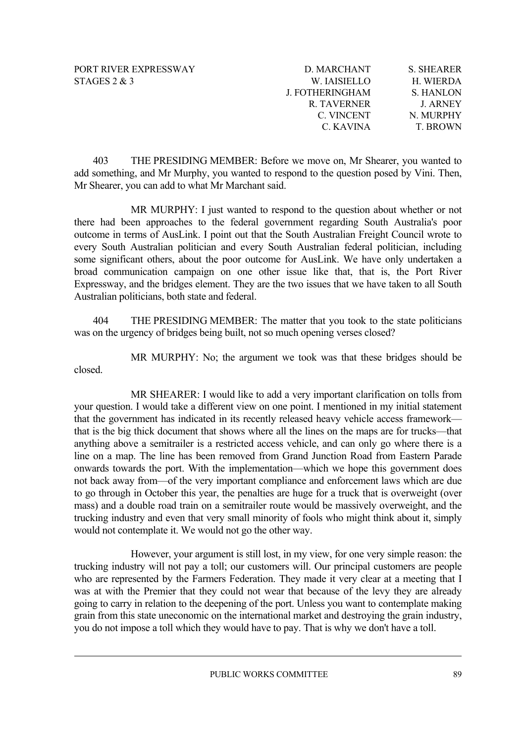403 THE PRESIDING MEMBER: Before we move on, Mr Shearer, you wanted to add something, and Mr Murphy, you wanted to respond to the question posed by Vini. Then, Mr Shearer, you can add to what Mr Marchant said.

MR MURPHY: I just wanted to respond to the question about whether or not there had been approaches to the federal government regarding South Australia's poor outcome in terms of AusLink. I point out that the South Australian Freight Council wrote to every South Australian politician and every South Australian federal politician, including some significant others, about the poor outcome for AusLink. We have only undertaken a broad communication campaign on one other issue like that, that is, the Port River Expressway, and the bridges element. They are the two issues that we have taken to all South Australian politicians, both state and federal.

404 THE PRESIDING MEMBER: The matter that you took to the state politicians was on the urgency of bridges being built, not so much opening verses closed?

MR MURPHY: No; the argument we took was that these bridges should be closed.

MR SHEARER: I would like to add a very important clarification on tolls from your question. I would take a different view on one point. I mentioned in my initial statement that the government has indicated in its recently released heavy vehicle access framework—that is the big thick document that shows where all the lines on the maps are for trucks—that anything above a semitrailer is a restricted access vehicle, and can only go where there is a line on a map. The line has been removed from Grand Junction Road from Eastern Parade onwards towards the port. With the implementation—which we hope this government does not back away from—of the very important compliance and enforcement laws which are due to go through in October this year, the penalties are huge for a truck that is overweight (over mass) and a double road train on a semitrailer route would be massively overweight, and the trucking industry and even that very small minority of fools who might think about it, simply would not contemplate it. We would not go the other way.

However, your argument is still lost, in my view, for one very simple reason: the trucking industry will not pay a toll; our customers will. Our principal customers are people who are represented by the Farmers Federation. They made it very clear at a meeting that I was at with the Premier that they could not wear that because of the levy they are already going to carry in relation to the deepening of the port. Unless you want to contemplate making grain from this state uneconomic on the international market and destroying the grain industry, you do not impose a toll which they would have to pay. That is why we don't have a toll.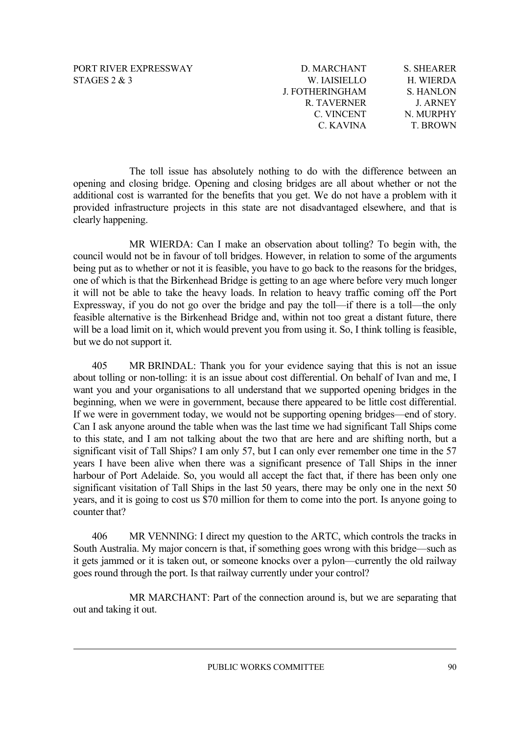The toll issue has absolutely nothing to do with the difference between an opening and closing bridge. Opening and closing bridges are all about whether or not the additional cost is warranted for the benefits that you get. We do not have a problem with it provided infrastructure projects in this state are not disadvantaged elsewhere, and that is clearly happening.

MR WIERDA: Can I make an observation about tolling? To begin with, the council would not be in favour of toll bridges. However, in relation to some of the arguments being put as to whether or not it is feasible, you have to go back to the reasons for the bridges, one of which is that the Birkenhead Bridge is getting to an age where before very much longer it will not be able to take the heavy loads. In relation to heavy traffic coming off the Port Expressway, if you do not go over the bridge and pay the toll—if there is a toll—the only feasible alternative is the Birkenhead Bridge and, within not too great a distant future, there will be a load limit on it, which would prevent you from using it. So, I think tolling is feasible, but we do not support it.

405 MR BRINDAL: Thank you for your evidence saying that this is not an issue about tolling or non-tolling: it is an issue about cost differential. On behalf of Ivan and me, I want you and your organisations to all understand that we supported opening bridges in the beginning, when we were in government, because there appeared to be little cost differential. If we were in government today, we would not be supporting opening bridges—end of story. Can I ask anyone around the table when was the last time we had significant Tall Ships come to this state, and I am not talking about the two that are here and are shifting north, but a significant visit of Tall Ships? I am only 57, but I can only ever remember one time in the 57 years I have been alive when there was a significant presence of Tall Ships in the inner harbour of Port Adelaide. So, you would all accept the fact that, if there has been only one significant visitation of Tall Ships in the last 50 years, there may be only one in the next 50 years, and it is going to cost us $70 million for them to come into the port. Is anyone going to counter that?

406 MR VENNING: I direct my question to the ARTC, which controls the tracks in South Australia. My major concern is that, if something goes wrong with this bridge—such as it gets jammed or it is taken out, or someone knocks over a pylon—currently the old railway goes round through the port. Is that railway currently under your control?

MR MARCHANT: Part of the connection around is, but we are separating that out and taking it out.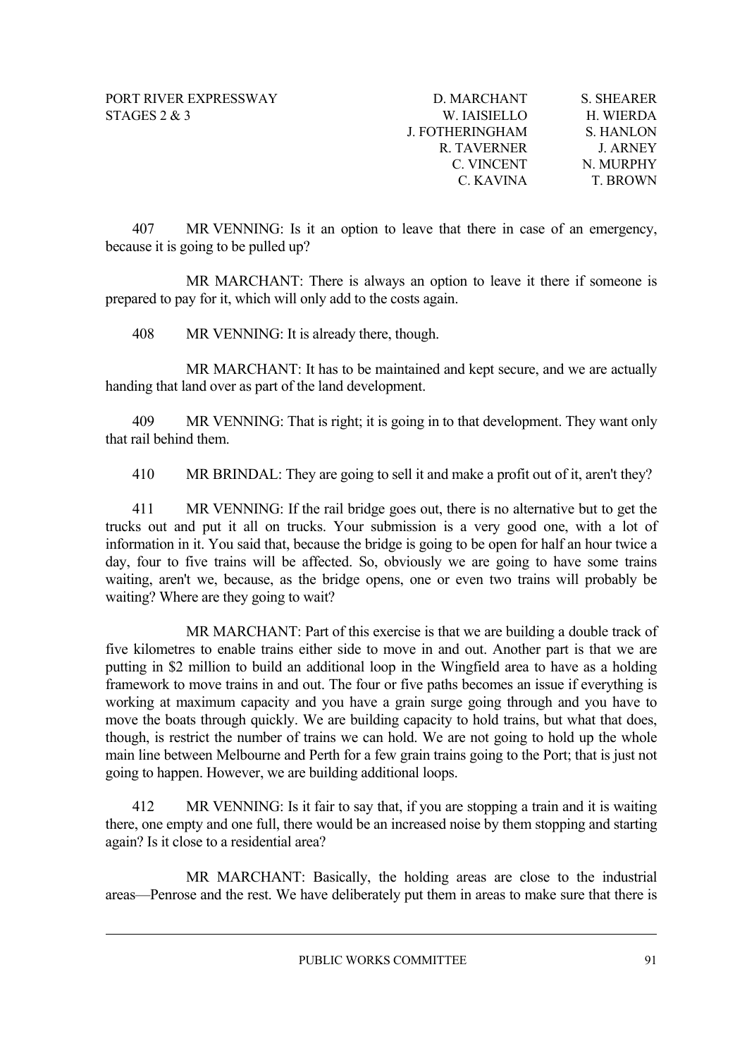407 MR VENNING: Is it an option to leave that there in case of an emergency, because it is going to be pulled up?

MR MARCHANT: There is always an option to leave it there if someone is prepared to pay for it, which will only add to the costs again.

408 MR VENNING: It is already there, though.

MR MARCHANT: It has to be maintained and kept secure, and we are actually handing that land over as part of the land development.

409 MR VENNING: That is right; it is going in to that development. They want only that rail behind them.

410 MR BRINDAL: They are going to sell it and make a profit out of it, aren't they?

411 MR VENNING: If the rail bridge goes out, there is no alternative but to get the trucks out and put it all on trucks. Your submission is a very good one, with a lot of information in it. You said that, because the bridge is going to be open for half an hour twice a day, four to five trains will be affected. So, obviously we are going to have some trains waiting, aren't we, because, as the bridge opens, one or even two trains will probably be waiting? Where are they going to wait?

MR MARCHANT: Part of this exercise is that we are building a double track of five kilometres to enable trains either side to move in and out. Another part is that we are putting in $2 million to build an additional loop in the Wingfield area to have as a holding framework to move trains in and out. The four or five paths becomes an issue if everything is working at maximum capacity and you have a grain surge going through and you have to move the boats through quickly. We are building capacity to hold trains, but what that does, though, is restrict the number of trains we can hold. We are not going to hold up the whole main line between Melbourne and Perth for a few grain trains going to the Port; that is just not going to happen. However, we are building additional loops.

412 MR VENNING: Is it fair to say that, if you are stopping a train and it is waiting there, one empty and one full, there would be an increased noise by them stopping and starting again? Is it close to a residential area?

MR MARCHANT: Basically, the holding areas are close to the industrial areas—Penrose and the rest. We have deliberately put them in areas to make sure that there is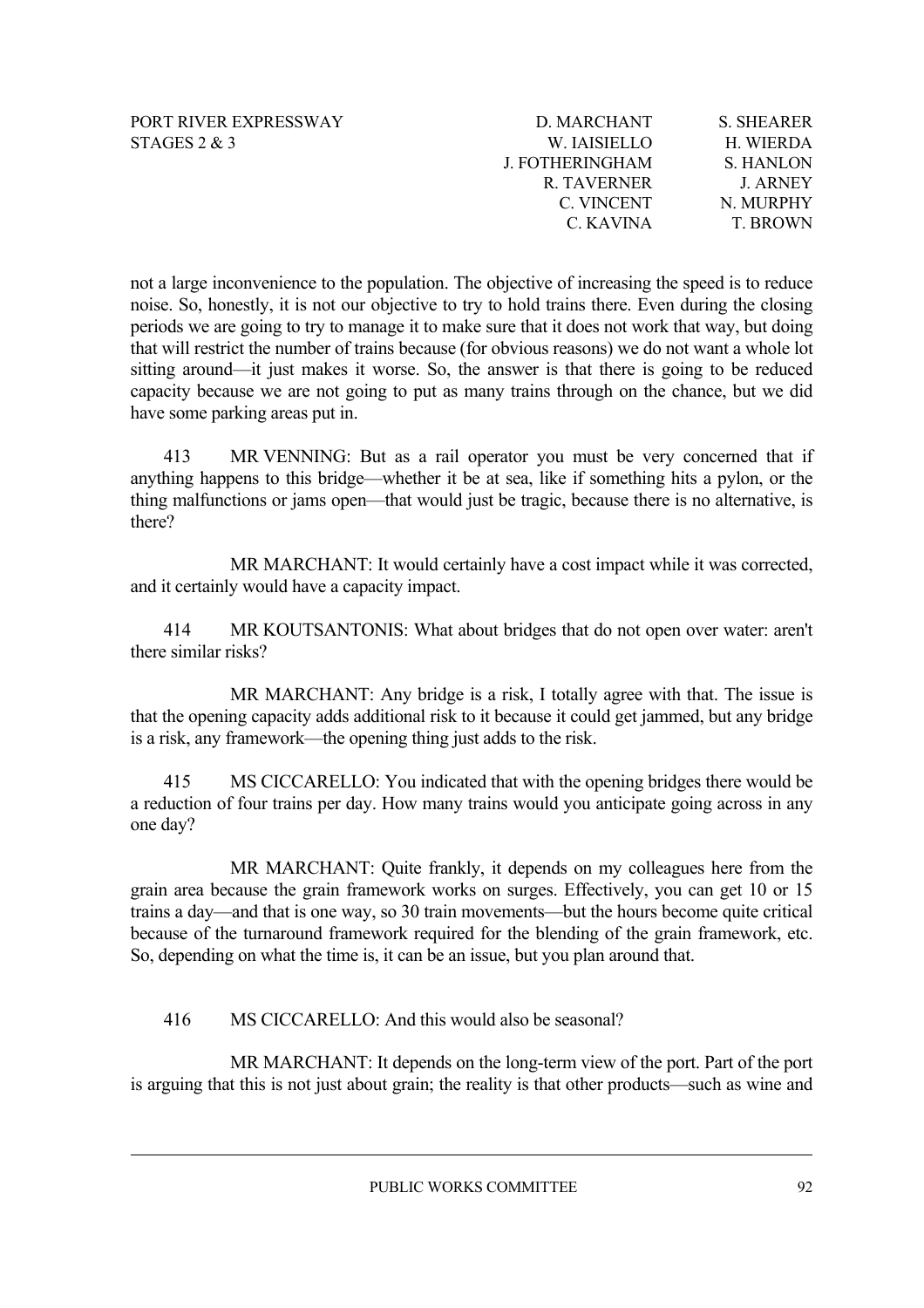not a large inconvenience to the population. The objective of increasing the speed is to reduce noise. So, honestly, it is not our objective to try to hold trains there. Even during the closing periods we are going to try to manage it to make sure that it does not work that way, but doing that will restrict the number of trains because (for obvious reasons) we do not want a whole lot sitting around—it just makes it worse. So, the answer is that there is going to be reduced capacity because we are not going to put as many trains through on the chance, but we did have some parking areas put in.

413 MR VENNING: But as a rail operator you must be very concerned that if anything happens to this bridge—whether it be at sea, like if something hits a pylon, or the thing malfunctions or jams open—that would just be tragic, because there is no alternative, is there?

MR MARCHANT: It would certainly have a cost impact while it was corrected, and it certainly would have a capacity impact.

414 MR KOUTSANTONIS: What about bridges that do not open over water: aren't there similar risks?

MR MARCHANT: Any bridge is a risk, I totally agree with that. The issue is that the opening capacity adds additional risk to it because it could get jammed, but any bridge is a risk, any framework—the opening thing just adds to the risk.

415 MS CICCARELLO: You indicated that with the opening bridges there would be a reduction of four trains per day. How many trains would you anticipate going across in any one day?

MR MARCHANT: Quite frankly, it depends on my colleagues here from the grain area because the grain framework works on surges. Effectively, you can get 10 or 15 trains a day—and that is one way, so 30 train movements—but the hours become quite critical because of the turnaround framework required for the blending of the grain framework, etc. So, depending on what the time is, it can be an issue, but you plan around that.

416 MS CICCARELLO: And this would also be seasonal?

MR MARCHANT: It depends on the long-term view of the port. Part of the port is arguing that this is not just about grain; the reality is that other products—such as wine and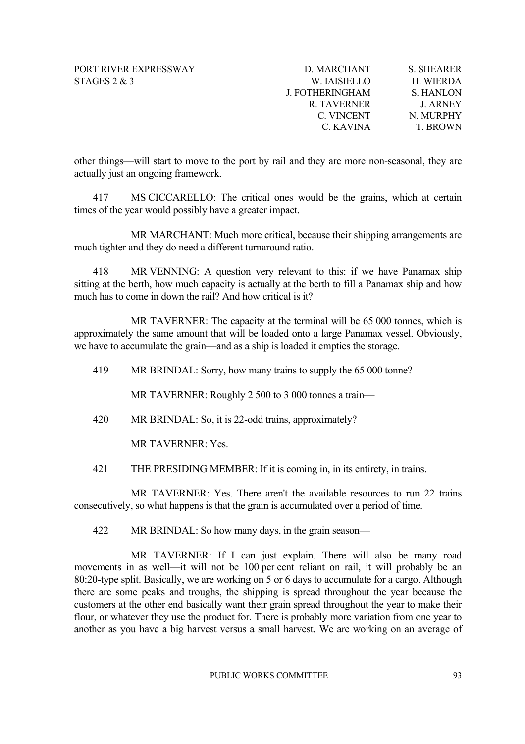other things—will start to move to the port by rail and they are more non-seasonal, they are actually just an ongoing framework.

417 MS CICCARELLO: The critical ones would be the grains, which at certain times of the year would possibly have a greater impact.

MR MARCHANT: Much more critical, because their shipping arrangements are much tighter and they do need a different turnaround ratio.

418 MR VENNING: A question very relevant to this: if we have Panamax ship sitting at the berth, how much capacity is actually at the berth to fill a Panamax ship and how much has to come in down the rail? And how critical is it?

MR TAVERNER: The capacity at the terminal will be 65 000 tonnes, which is approximately the same amount that will be loaded onto a large Panamax vessel. Obviously, we have to accumulate the grain—and as a ship is loaded it empties the storage.

419 MR BRINDAL: Sorry, how many trains to supply the 65 000 tonne?

MR TAVERNER: Roughly 2 500 to 3 000 tonnes a train—

420 MR BRINDAL: So, it is 22-odd trains, approximately?

MR TAVERNER: Yes.

421 THE PRESIDING MEMBER: If it is coming in, in its entirety, in trains.

MR TAVERNER: Yes. There aren't the available resources to run 22 trains consecutively, so what happens is that the grain is accumulated over a period of time.

422 MR BRINDAL: So how many days, in the grain season—

MR TAVERNER: If I can just explain. There will also be many road movements in as well—it will not be 100 per cent reliant on rail, it will probably be an 80:20-type split. Basically, we are working on 5 or 6 days to accumulate for a cargo. Although there are some peaks and troughs, the shipping is spread throughout the year because the customers at the other end basically want their grain spread throughout the year to make their flour, or whatever they use the product for. There is probably more variation from one year to another as you have a big harvest versus a small harvest. We are working on an average of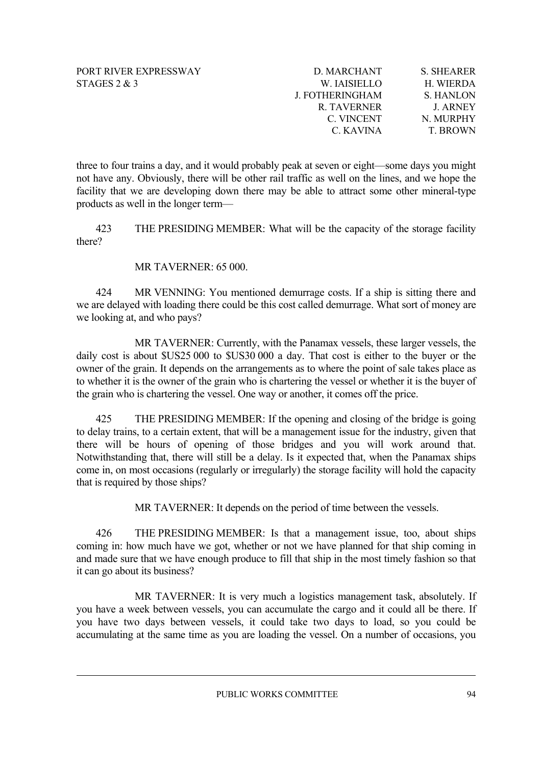three to four trains a day, and it would probably peak at seven or eight—some days you might not have any. Obviously, there will be other rail traffic as well on the lines, and we hope the facility that we are developing down there may be able to attract some other mineral-type products as well in the longer term—

423 THE PRESIDING MEMBER: What will be the capacity of the storage facility there?

MR TAVERNER: 65 000.

424 MR VENNING: You mentioned demurrage costs. If a ship is sitting there and we are delayed with loading there could be this cost called demurrage. What sort of money are we looking at, and who pays?

MR TAVERNER: Currently, with the Panamax vessels, these larger vessels, the daily cost is about $US25 000 to $US30 000 a day. That cost is either to the buyer or the owner of the grain. It depends on the arrangements as to where the point of sale takes place as to whether it is the owner of the grain who is chartering the vessel or whether it is the buyer of the grain who is chartering the vessel. One way or another, it comes off the price.

425 THE PRESIDING MEMBER: If the opening and closing of the bridge is going to delay trains, to a certain extent, that will be a management issue for the industry, given that there will be hours of opening of those bridges and you will work around that. Notwithstanding that, there will still be a delay. Is it expected that, when the Panamax ships come in, on most occasions (regularly or irregularly) the storage facility will hold the capacity that is required by those ships?

MR TAVERNER: It depends on the period of time between the vessels.

426 THE PRESIDING MEMBER: Is that a management issue, too, about ships coming in: how much have we got, whether or not we have planned for that ship coming in and made sure that we have enough produce to fill that ship in the most timely fashion so that it can go about its business?

MR TAVERNER: It is very much a logistics management task, absolutely. If you have a week between vessels, you can accumulate the cargo and it could all be there. If you have two days between vessels, it could take two days to load, so you could be accumulating at the same time as you are loading the vessel. On a number of occasions, you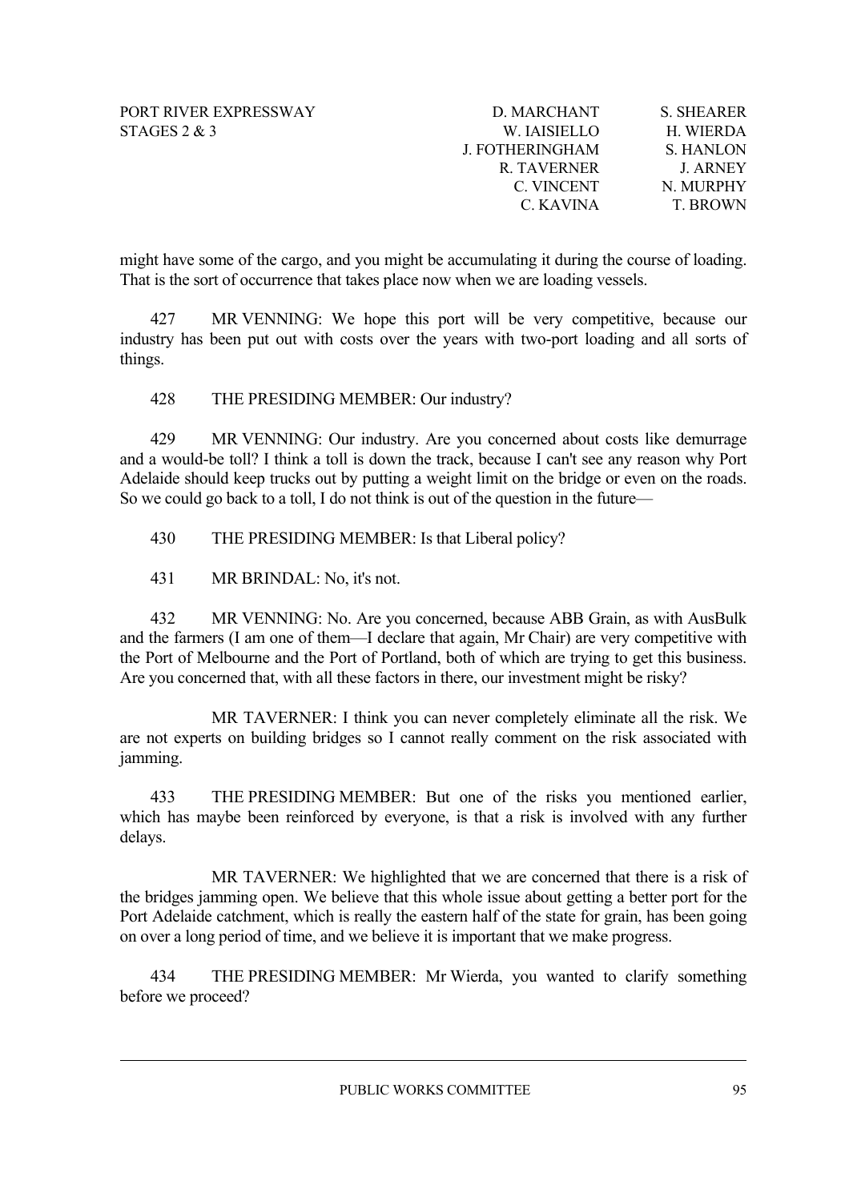might have some of the cargo, and you might be accumulating it during the course of loading. That is the sort of occurrence that takes place now when we are loading vessels.

427 MR VENNING: We hope this port will be very competitive, because our industry has been put out with costs over the years with two-port loading and all sorts of things.

428 THE PRESIDING MEMBER: Our industry?

429 MR VENNING: Our industry. Are you concerned about costs like demurrage and a would-be toll? I think a toll is down the track, because I can't see any reason why Port Adelaide should keep trucks out by putting a weight limit on the bridge or even on the roads. So we could go back to a toll, I do not think is out of the question in the future—

430 THE PRESIDING MEMBER: Is that Liberal policy?

431 MR BRINDAL: No, it's not.

432 MR VENNING: No. Are you concerned, because ABB Grain, as with AusBulk and the farmers (I am one of them—I declare that again, Mr Chair) are very competitive with the Port of Melbourne and the Port of Portland, both of which are trying to get this business. Are you concerned that, with all these factors in there, our investment might be risky?

MR TAVERNER: I think you can never completely eliminate all the risk. We are not experts on building bridges so I cannot really comment on the risk associated with jamming.

433 THE PRESIDING MEMBER: But one of the risks you mentioned earlier, which has maybe been reinforced by everyone, is that a risk is involved with any further delays.

MR TAVERNER: We highlighted that we are concerned that there is a risk of the bridges jamming open. We believe that this whole issue about getting a better port for the Port Adelaide catchment, which is really the eastern half of the state for grain, has been going on over a long period of time, and we believe it is important that we make progress.

434 THE PRESIDING MEMBER: Mr Wierda, you wanted to clarify something before we proceed?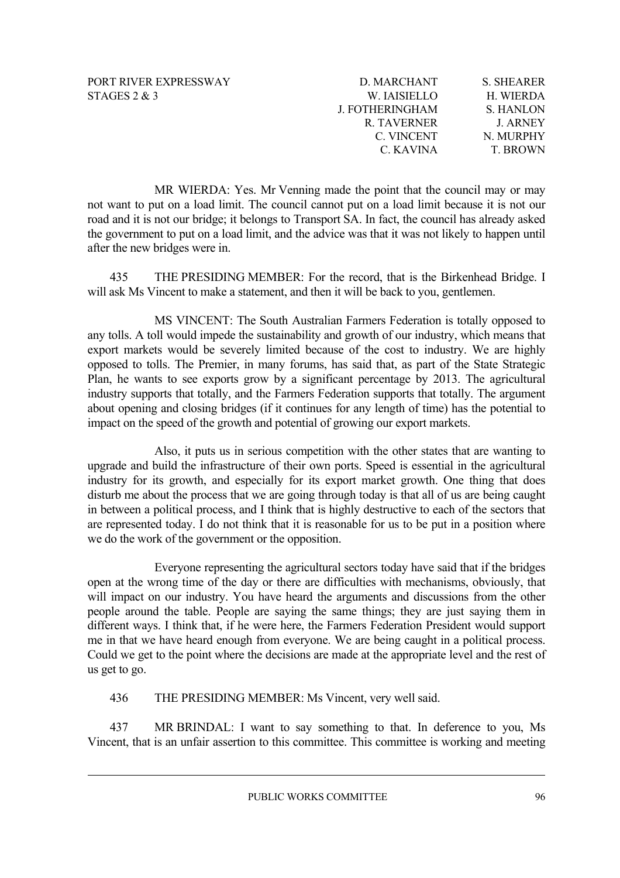MR WIERDA: Yes. Mr Venning made the point that the council may or may not want to put on a load limit. The council cannot put on a load limit because it is not our road and it is not our bridge; it belongs to Transport SA. In fact, the council has already asked the government to put on a load limit, and the advice was that it was not likely to happen until after the new bridges were in.

435 THE PRESIDING MEMBER: For the record, that is the Birkenhead Bridge. I will ask Ms Vincent to make a statement, and then it will be back to you, gentlemen.

MS VINCENT: The South Australian Farmers Federation is totally opposed to any tolls. A toll would impede the sustainability and growth of our industry, which means that export markets would be severely limited because of the cost to industry. We are highly opposed to tolls. The Premier, in many forums, has said that, as part of the State Strategic Plan, he wants to see exports grow by a significant percentage by 2013. The agricultural industry supports that totally, and the Farmers Federation supports that totally. The argument about opening and closing bridges (if it continues for any length of time) has the potential to impact on the speed of the growth and potential of growing our export markets.

Also, it puts us in serious competition with the other states that are wanting to upgrade and build the infrastructure of their own ports. Speed is essential in the agricultural industry for its growth, and especially for its export market growth. One thing that does disturb me about the process that we are going through today is that all of us are being caught in between a political process, and I think that is highly destructive to each of the sectors that are represented today. I do not think that it is reasonable for us to be put in a position where we do the work of the government or the opposition.

Everyone representing the agricultural sectors today have said that if the bridges open at the wrong time of the day or there are difficulties with mechanisms, obviously, that will impact on our industry. You have heard the arguments and discussions from the other people around the table. People are saying the same things; they are just saying them in different ways. I think that, if he were here, the Farmers Federation President would support me in that we have heard enough from everyone. We are being caught in a political process. Could we get to the point where the decisions are made at the appropriate level and the rest of us get to go.

436 THE PRESIDING MEMBER: Ms Vincent, very well said.

437 MR BRINDAL: I want to say something to that. In deference to you, Ms Vincent, that is an unfair assertion to this committee. This committee is working and meeting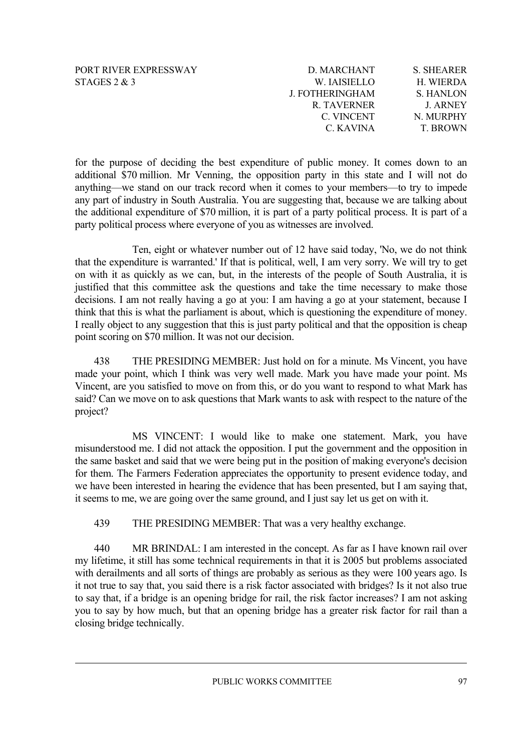for the purpose of deciding the best expenditure of public money. It comes down to an additional $70 million. Mr Venning, the opposition party in this state and I will not do anything—we stand on our track record when it comes to your members—to try to impede any part of industry in South Australia. You are suggesting that, because we are talking about the additional expenditure of $70 million, it is part of a party political process. It is part of a party political process where everyone of you as witnesses are involved.

Ten, eight or whatever number out of 12 have said today, 'No, we do not think that the expenditure is warranted.' If that is political, well, I am very sorry. We will try to get on with it as quickly as we can, but, in the interests of the people of South Australia, it is justified that this committee ask the questions and take the time necessary to make those decisions. I am not really having a go at you: I am having a go at your statement, because I think that this is what the parliament is about, which is questioning the expenditure of money. I really object to any suggestion that this is just party political and that the opposition is cheap point scoring on $70 million. It was not our decision.

438 THE PRESIDING MEMBER: Just hold on for a minute. Ms Vincent, you have made your point, which I think was very well made. Mark you have made your point. Ms Vincent, are you satisfied to move on from this, or do you want to respond to what Mark has said? Can we move on to ask questions that Mark wants to ask with respect to the nature of the project?

MS VINCENT: I would like to make one statement. Mark, you have misunderstood me. I did not attack the opposition. I put the government and the opposition in the same basket and said that we were being put in the position of making everyone's decision for them. The Farmers Federation appreciates the opportunity to present evidence today, and we have been interested in hearing the evidence that has been presented, but I am saying that, it seems to me, we are going over the same ground, and I just say let us get on with it.

439 THE PRESIDING MEMBER: That was a very healthy exchange.

440 MR BRINDAL: I am interested in the concept. As far as I have known rail over my lifetime, it still has some technical requirements in that it is 2005 but problems associated with derailments and all sorts of things are probably as serious as they were 100 years ago. Is it not true to say that, you said there is a risk factor associated with bridges? Is it not also true to say that, if a bridge is an opening bridge for rail, the risk factor increases? I am not asking you to say by how much, but that an opening bridge has a greater risk factor for rail than a closing bridge technically.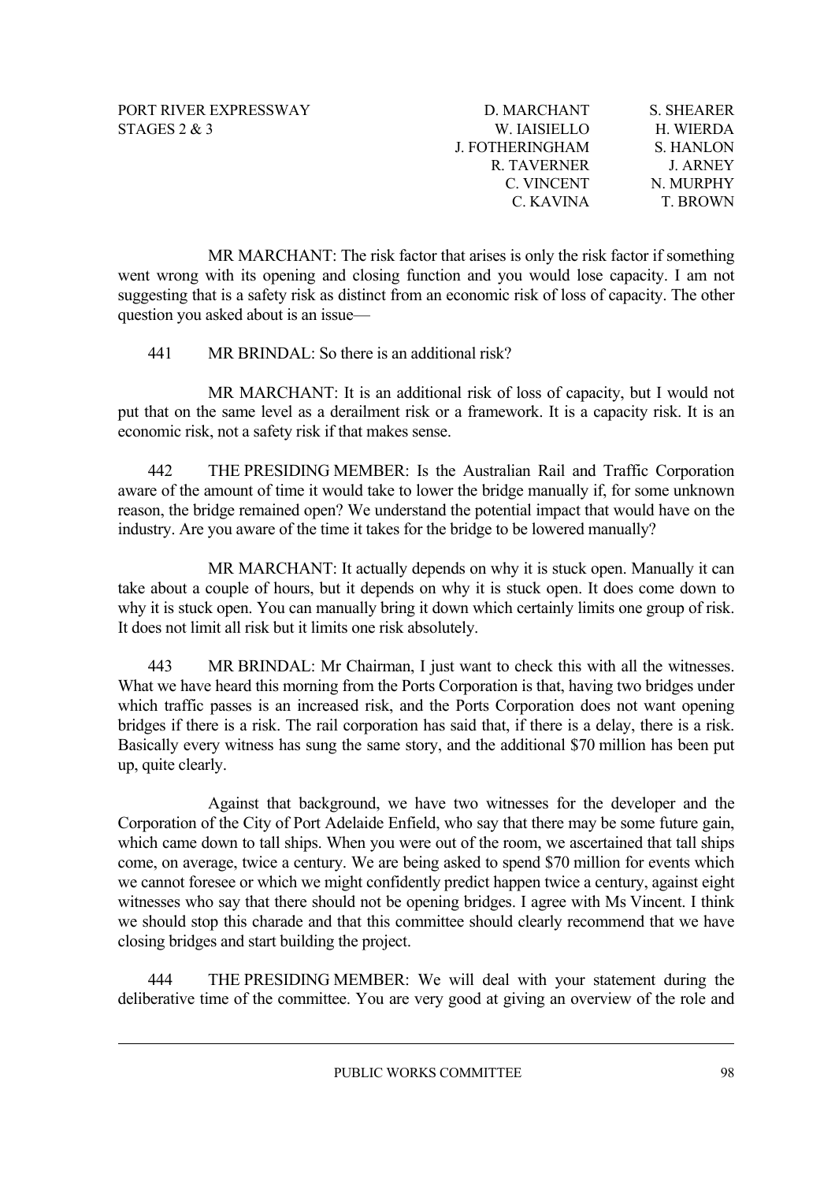MR MARCHANT: The risk factor that arises is only the risk factor if something went wrong with its opening and closing function and you would lose capacity. I am not suggesting that is a safety risk as distinct from an economic risk of loss of capacity. The other question you asked about is an issue—

441 MR BRINDAL: So there is an additional risk?

MR MARCHANT: It is an additional risk of loss of capacity, but I would not put that on the same level as a derailment risk or a framework. It is a capacity risk. It is an economic risk, not a safety risk if that makes sense.

442 THE PRESIDING MEMBER: Is the Australian Rail and Traffic Corporation aware of the amount of time it would take to lower the bridge manually if, for some unknown reason, the bridge remained open? We understand the potential impact that would have on the industry. Are you aware of the time it takes for the bridge to be lowered manually?

MR MARCHANT: It actually depends on why it is stuck open. Manually it can take about a couple of hours, but it depends on why it is stuck open. It does come down to why it is stuck open. You can manually bring it down which certainly limits one group of risk. It does not limit all risk but it limits one risk absolutely.

443 MR BRINDAL: Mr Chairman, I just want to check this with all the witnesses. What we have heard this morning from the Ports Corporation is that, having two bridges under which traffic passes is an increased risk, and the Ports Corporation does not want opening bridges if there is a risk. The rail corporation has said that, if there is a delay, there is a risk. Basically every witness has sung the same story, and the additional $70 million has been put up, quite clearly.

Against that background, we have two witnesses for the developer and the Corporation of the City of Port Adelaide Enfield, who say that there may be some future gain, which came down to tall ships. When you were out of the room, we ascertained that tall ships come, on average, twice a century. We are being asked to spend $70 million for events which we cannot foresee or which we might confidently predict happen twice a century, against eight witnesses who say that there should not be opening bridges. I agree with Ms Vincent. I think we should stop this charade and that this committee should clearly recommend that we have closing bridges and start building the project.

444 THE PRESIDING MEMBER: We will deal with your statement during the deliberative time of the committee. You are very good at giving an overview of the role and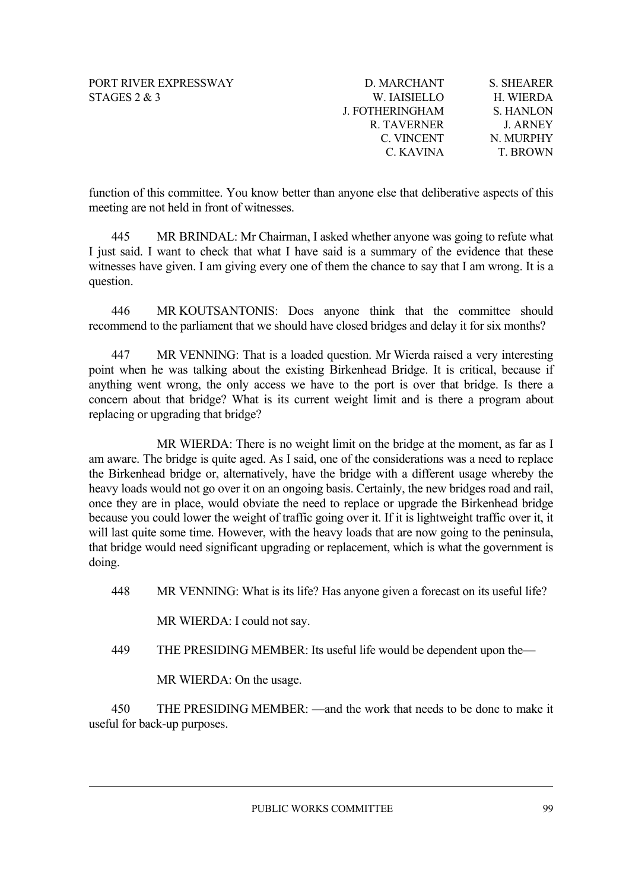function of this committee. You know better than anyone else that deliberative aspects of this meeting are not held in front of witnesses.

445 MR BRINDAL: Mr Chairman, I asked whether anyone was going to refute what I just said. I want to check that what I have said is a summary of the evidence that these witnesses have given. I am giving every one of them the chance to say that I am wrong. It is a question.

446 MR KOUTSANTONIS: Does anyone think that the committee should recommend to the parliament that we should have closed bridges and delay it for six months?

447 MR VENNING: That is a loaded question. Mr Wierda raised a very interesting point when he was talking about the existing Birkenhead Bridge. It is critical, because if anything went wrong, the only access we have to the port is over that bridge. Is there a concern about that bridge? What is its current weight limit and is there a program about replacing or upgrading that bridge?

MR WIERDA: There is no weight limit on the bridge at the moment, as far as I am aware. The bridge is quite aged. As I said, one of the considerations was a need to replace the Birkenhead bridge or, alternatively, have the bridge with a different usage whereby the heavy loads would not go over it on an ongoing basis. Certainly, the new bridges road and rail, once they are in place, would obviate the need to replace or upgrade the Birkenhead bridge because you could lower the weight of traffic going over it. If it is lightweight traffic over it, it will last quite some time. However, with the heavy loads that are now going to the peninsula, that bridge would need significant upgrading or replacement, which is what the government is doing.

448 MR VENNING: What is its life? Has anyone given a forecast on its useful life?

MR WIERDA: I could not say.

449 THE PRESIDING MEMBER: Its useful life would be dependent upon the—

MR WIERDA: On the usage.

450 THE PRESIDING MEMBER: —and the work that needs to be done to make it useful for back-up purposes.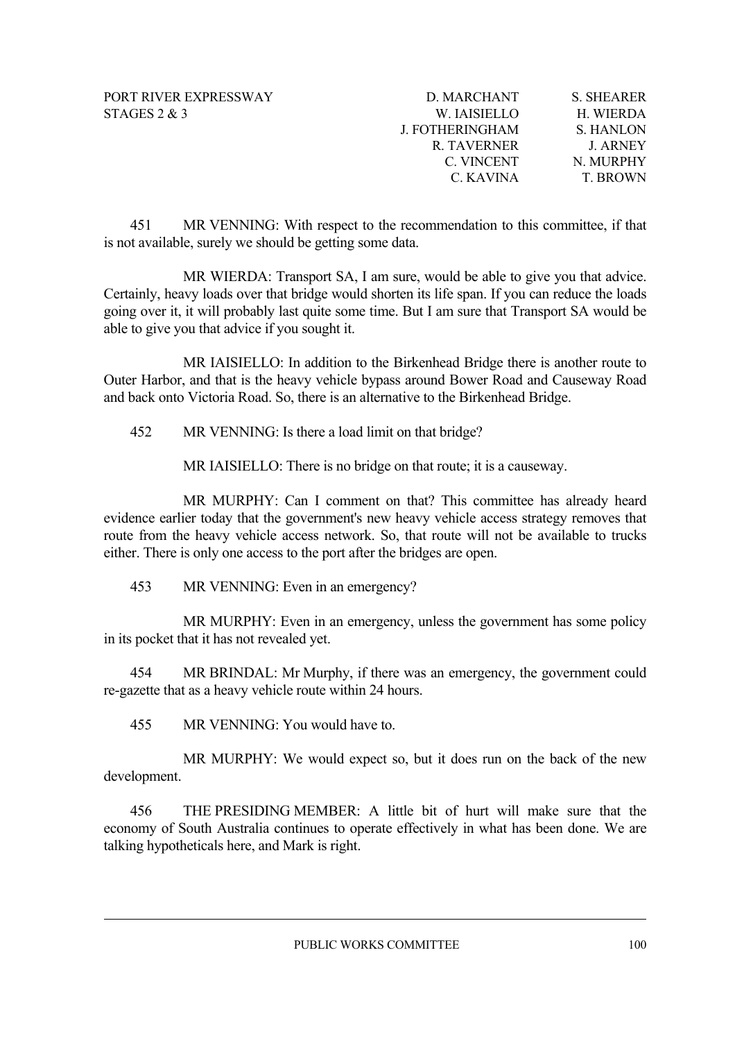451 MR VENNING: With respect to the recommendation to this committee, if that is not available, surely we should be getting some data.

MR WIERDA: Transport SA, I am sure, would be able to give you that advice. Certainly, heavy loads over that bridge would shorten its life span. If you can reduce the loads going over it, it will probably last quite some time. But I am sure that Transport SA would be able to give you that advice if you sought it.

MR IAISIELLO: In addition to the Birkenhead Bridge there is another route to Outer Harbor, and that is the heavy vehicle bypass around Bower Road and Causeway Road and back onto Victoria Road. So, there is an alternative to the Birkenhead Bridge.

452 MR VENNING: Is there a load limit on that bridge?

MR IAISIELLO: There is no bridge on that route; it is a causeway.

MR MURPHY: Can I comment on that? This committee has already heard evidence earlier today that the government's new heavy vehicle access strategy removes that route from the heavy vehicle access network. So, that route will not be available to trucks either. There is only one access to the port after the bridges are open.

453 MR VENNING: Even in an emergency?

MR MURPHY: Even in an emergency, unless the government has some policy in its pocket that it has not revealed yet.

454 MR BRINDAL: Mr Murphy, if there was an emergency, the government could re-gazette that as a heavy vehicle route within 24 hours.

455 MR VENNING: You would have to.

MR MURPHY: We would expect so, but it does run on the back of the new development.

456 THE PRESIDING MEMBER: A little bit of hurt will make sure that the economy of South Australia continues to operate effectively in what has been done. We are talking hypotheticals here, and Mark is right.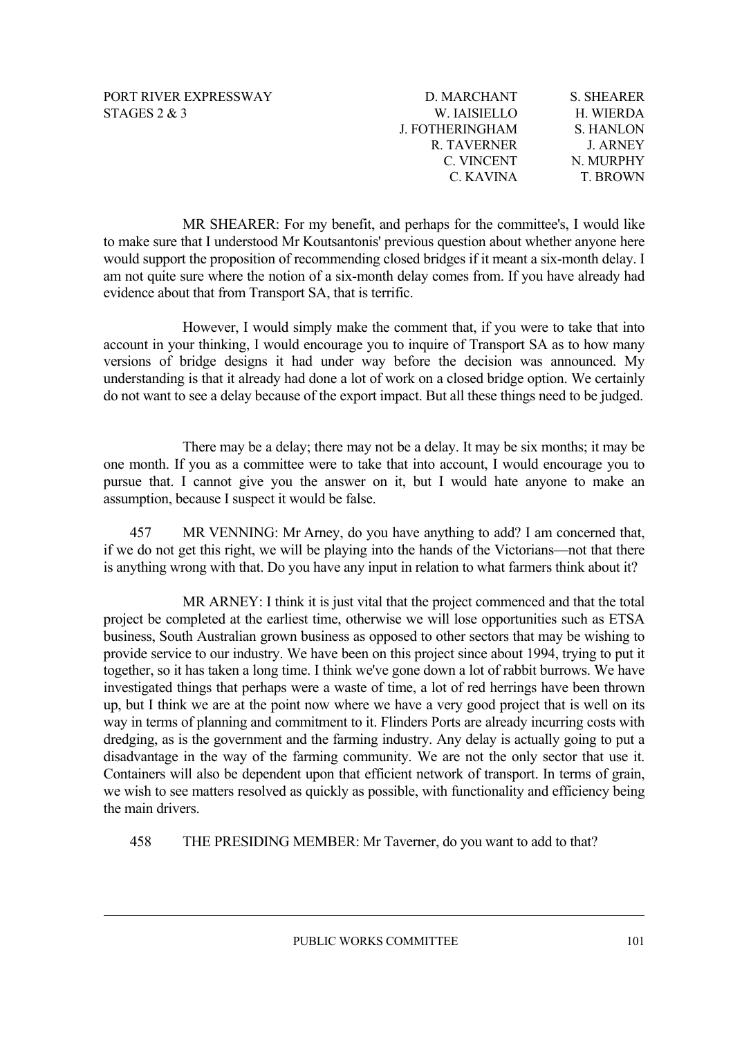MR SHEARER: For my benefit, and perhaps for the committee's, I would like to make sure that I understood Mr Koutsantonis' previous question about whether anyone here would support the proposition of recommending closed bridges if it meant a six-month delay. I am not quite sure where the notion of a six-month delay comes from. If you have already had evidence about that from Transport SA, that is terrific.

However, I would simply make the comment that, if you were to take that into account in your thinking, I would encourage you to inquire of Transport SA as to how many versions of bridge designs it had under way before the decision was announced. My understanding is that it already had done a lot of work on a closed bridge option. We certainly do not want to see a delay because of the export impact. But all these things need to be judged.

There may be a delay; there may not be a delay. It may be six months; it may be one month. If you as a committee were to take that into account, I would encourage you to pursue that. I cannot give you the answer on it, but I would hate anyone to make an assumption, because I suspect it would be false.

457 MR VENNING: Mr Arney, do you have anything to add? I am concerned that, if we do not get this right, we will be playing into the hands of the Victorians—not that there is anything wrong with that. Do you have any input in relation to what farmers think about it?

MR ARNEY: I think it is just vital that the project commenced and that the total project be completed at the earliest time, otherwise we will lose opportunities such as ETSA business, South Australian grown business as opposed to other sectors that may be wishing to provide service to our industry. We have been on this project since about 1994, trying to put it together, so it has taken a long time. I think we've gone down a lot of rabbit burrows. We have investigated things that perhaps were a waste of time, a lot of red herrings have been thrown up, but I think we are at the point now where we have a very good project that is well on its way in terms of planning and commitment to it. Flinders Ports are already incurring costs with dredging, as is the government and the farming industry. Any delay is actually going to put a disadvantage in the way of the farming community. We are not the only sector that use it. Containers will also be dependent upon that efficient network of transport. In terms of grain, we wish to see matters resolved as quickly as possible, with functionality and efficiency being the main drivers.

458 THE PRESIDING MEMBER: Mr Taverner, do you want to add to that?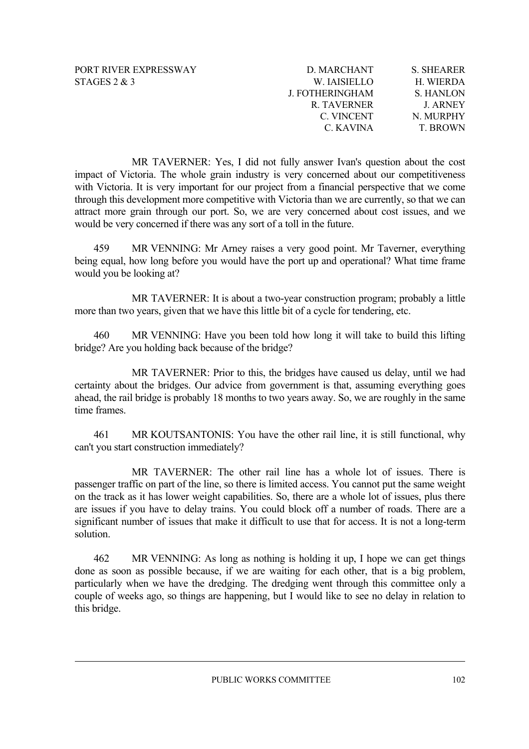MR TAVERNER: Yes, I did not fully answer Ivan's question about the cost impact of Victoria. The whole grain industry is very concerned about our competitiveness with Victoria. It is very important for our project from a financial perspective that we come through this development more competitive with Victoria than we are currently, so that we can attract more grain through our port. So, we are very concerned about cost issues, and we would be very concerned if there was any sort of a toll in the future.

459 MR VENNING: Mr Arney raises a very good point. Mr Taverner, everything being equal, how long before you would have the port up and operational? What time frame would you be looking at?

MR TAVERNER: It is about a two-year construction program; probably a little more than two years, given that we have this little bit of a cycle for tendering, etc.

460 MR VENNING: Have you been told how long it will take to build this lifting bridge? Are you holding back because of the bridge?

MR TAVERNER: Prior to this, the bridges have caused us delay, until we had certainty about the bridges. Our advice from government is that, assuming everything goes ahead, the rail bridge is probably 18 months to two years away. So, we are roughly in the same time frames.

461 MR KOUTSANTONIS: You have the other rail line, it is still functional, why can't you start construction immediately?

MR TAVERNER: The other rail line has a whole lot of issues. There is passenger traffic on part of the line, so there is limited access. You cannot put the same weight on the track as it has lower weight capabilities. So, there are a whole lot of issues, plus there are issues if you have to delay trains. You could block off a number of roads. There are a significant number of issues that make it difficult to use that for access. It is not a long-term solution.

462 MR VENNING: As long as nothing is holding it up, I hope we can get things done as soon as possible because, if we are waiting for each other, that is a big problem, particularly when we have the dredging. The dredging went through this committee only a couple of weeks ago, so things are happening, but I would like to see no delay in relation to this bridge.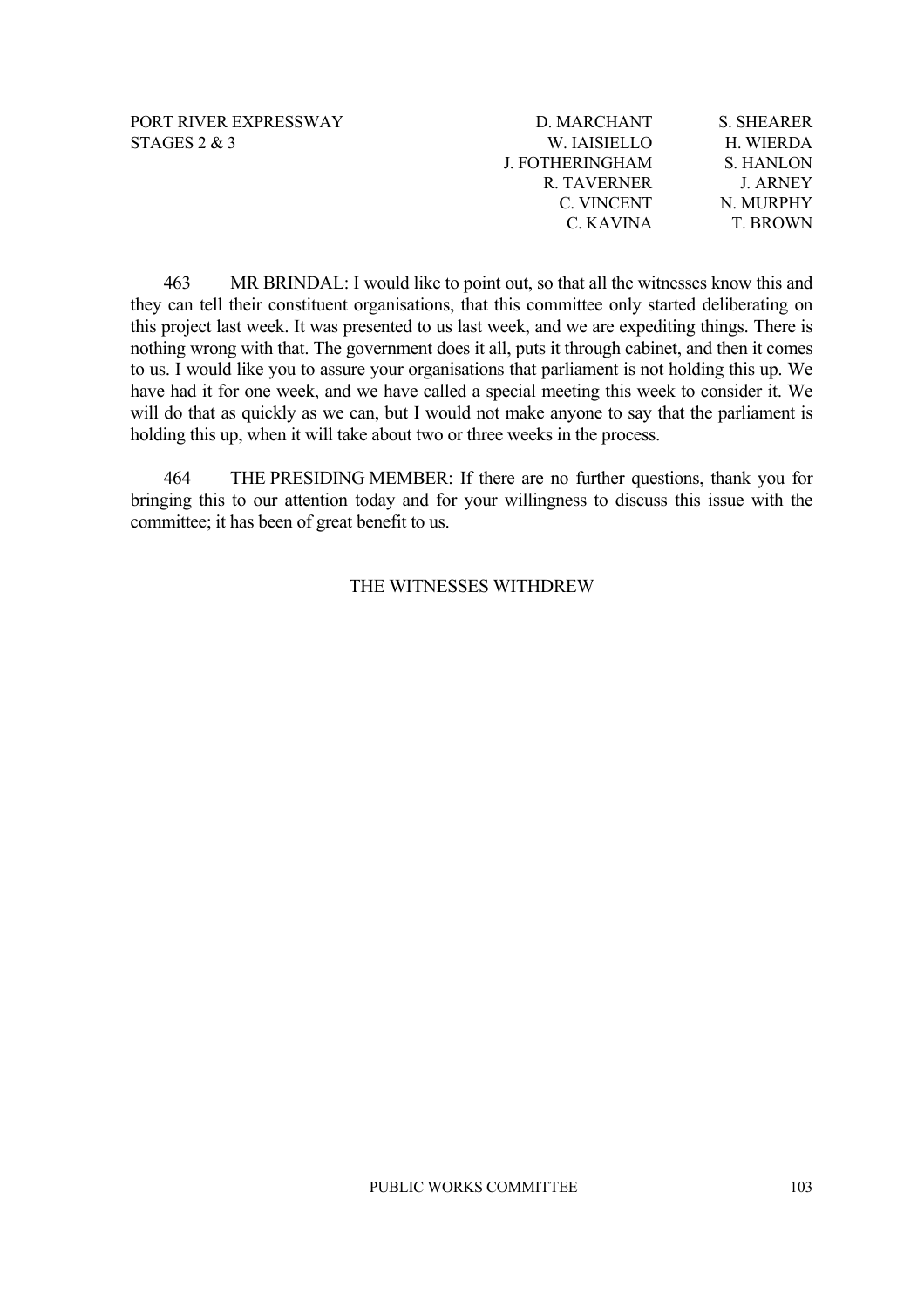463 MR BRINDAL: I would like to point out, so that all the witnesses know this and they can tell their constituent organisations, that this committee only started deliberating on this project last week. It was presented to us last week, and we are expediting things. There is nothing wrong with that. The government does it all, puts it through cabinet, and then it comes to us. I would like you to assure your organisations that parliament is not holding this up. We have had it for one week, and we have called a special meeting this week to consider it. We will do that as quickly as we can, but I would not make anyone to say that the parliament is holding this up, when it will take about two or three weeks in the process.

464 THE PRESIDING MEMBER: If there are no further questions, thank you for bringing this to our attention today and for your willingness to discuss this issue with the committee; it has been of great benefit to us.

THE WITNESSES WITHDREW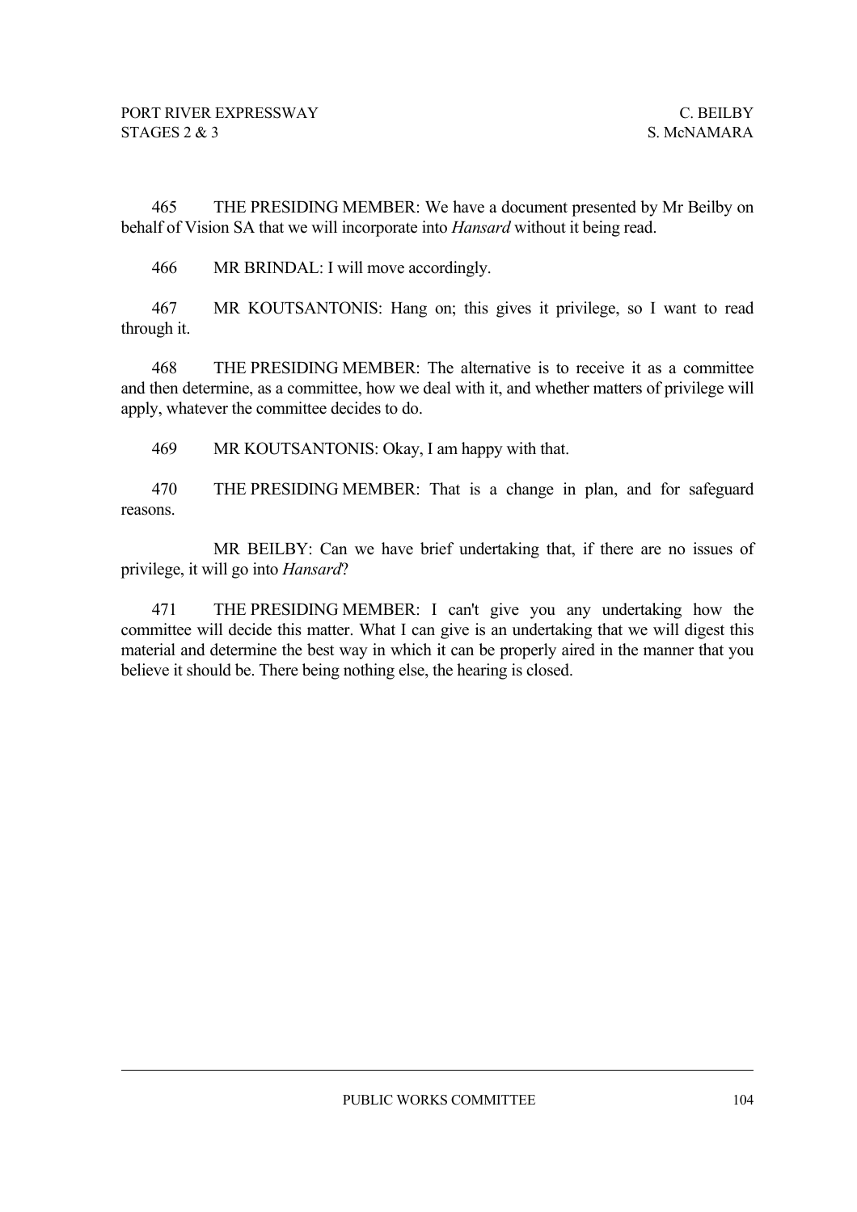465 THE PRESIDING MEMBER: We have a document presented by Mr Beilby on behalf of Vision SA that we will incorporate into *Hansard* without it being read.

466 MR BRINDAL: I will move accordingly.

467 MR KOUTSANTONIS: Hang on; this gives it privilege, so I want to read through it.

468 THE PRESIDING MEMBER: The alternative is to receive it as a committee and then determine, as a committee, how we deal with it, and whether matters of privilege will apply, whatever the committee decides to do.

469 MR KOUTSANTONIS: Okay, I am happy with that.

470 THE PRESIDING MEMBER: That is a change in plan, and for safeguard reasons.

MR BEILBY: Can we have brief undertaking that, if there are no issues of privilege, it will go into *Hansard*?

471 THE PRESIDING MEMBER: I can't give you any undertaking how the committee will decide this matter. What I can give is an undertaking that we will digest this material and determine the best way in which it can be properly aired in the manner that you believe it should be. There being nothing else, the hearing is closed.